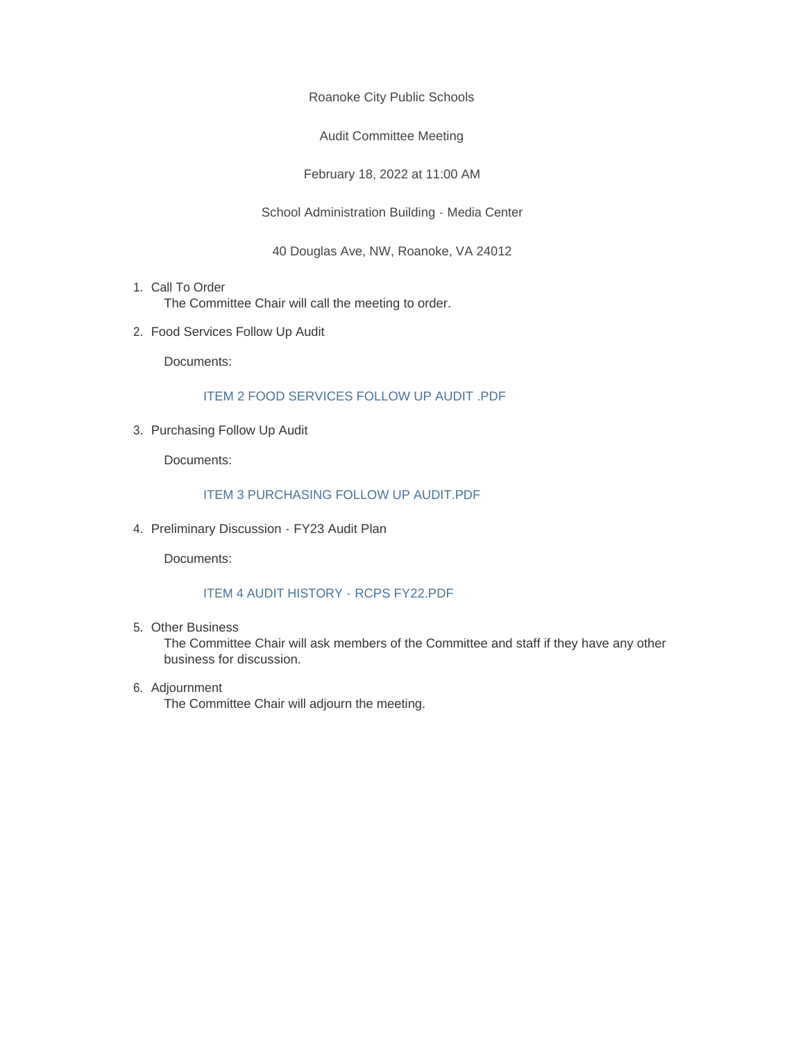Roanoke City Public Schools

Audit Committee Meeting

February 18, 2022 at 11:00 AM

School Administration Building - Media Center

40 Douglas Ave, NW, Roanoke, VA 24012

1. Call To Order
   The Committee Chair will call the meeting to order.

2. Food Services Follow Up Audit

   Documents:

   ITEM 2 FOOD SERVICES FOLLOW UP AUDIT .PDF

3. Purchasing Follow Up Audit

   Documents:

   ITEM 3 PURCHASING FOLLOW UP AUDIT.PDF

4. Preliminary Discussion - FY23 Audit Plan

   Documents:

   ITEM 4 AUDIT HISTORY - RCPS FY22.PDF

5. Other Business
   The Committee Chair will ask members of the Committee and staff if they have any other business for discussion.

6. Adjournment
   The Committee Chair will adjourn the meeting.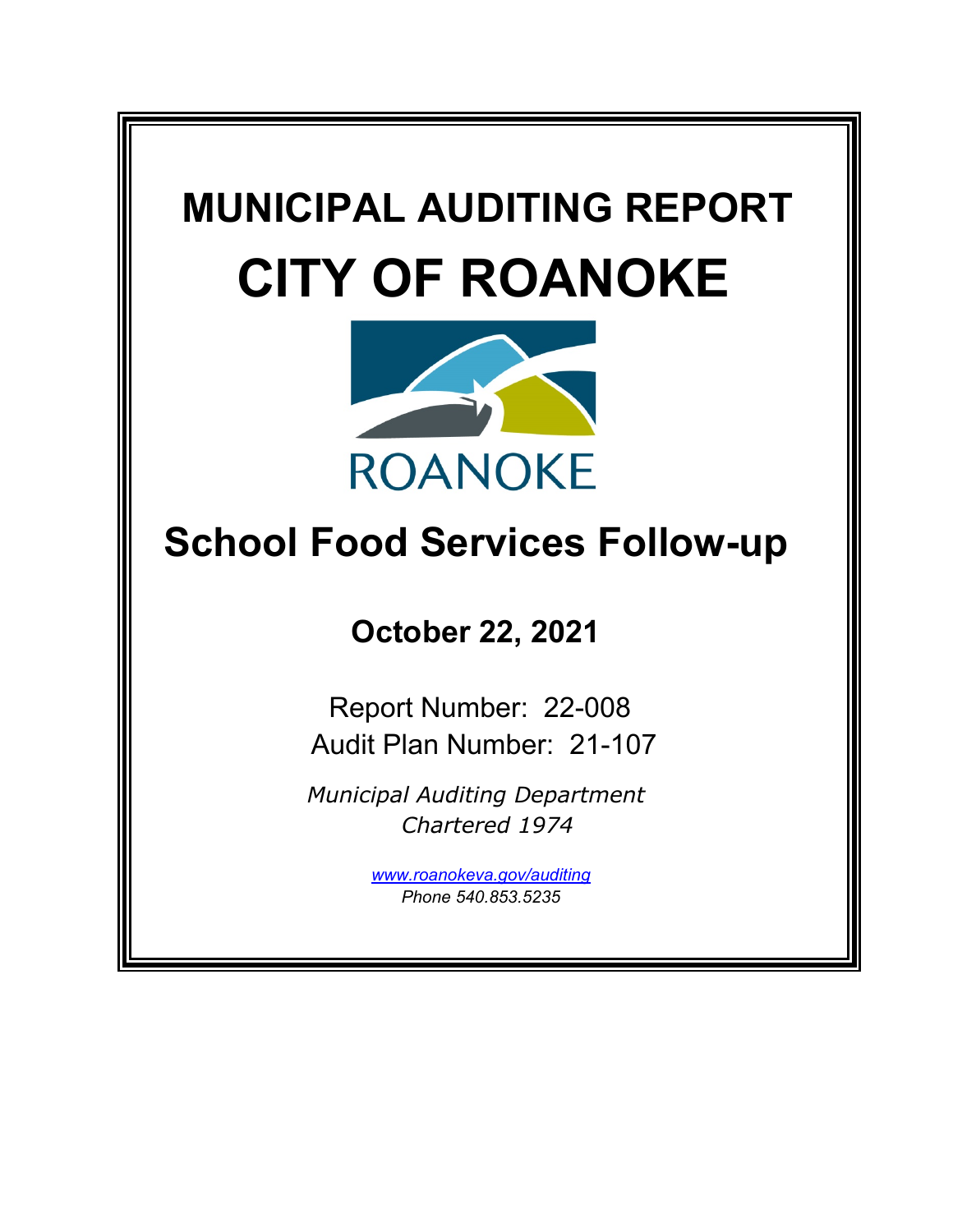# MUNICIPAL AUDITING REPORT

# CITY OF ROANOKE

ROANOKE

## School Food Services Follow-up

### October 22, 2021

Report Number: 22-008
Audit Plan Number: 21-107

*Municipal Auditing Department*
*Chartered 1974*

*www.roanokeva.gov/auditing*
*Phone 540.853.5235*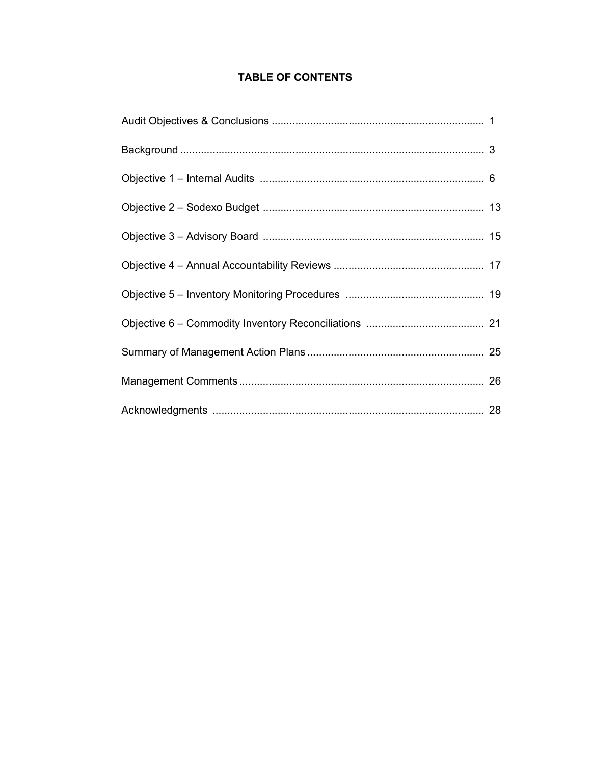# TABLE OF CONTENTS

| | |
|---|---|
| Audit Objectives & Conclusions | 1 |
| Background | 3 |
| Objective 1 – Internal Audits | 6 |
| Objective 2 – Sodexo Budget | 13 |
| Objective 3 – Advisory Board | 15 |
| Objective 4 – Annual Accountability Reviews | 17 |
| Objective 5 – Inventory Monitoring Procedures | 19 |
| Objective 6 – Commodity Inventory Reconciliations | 21 |
| Summary of Management Action Plans | 25 |
| Management Comments | 26 |
| Acknowledgments | 28 |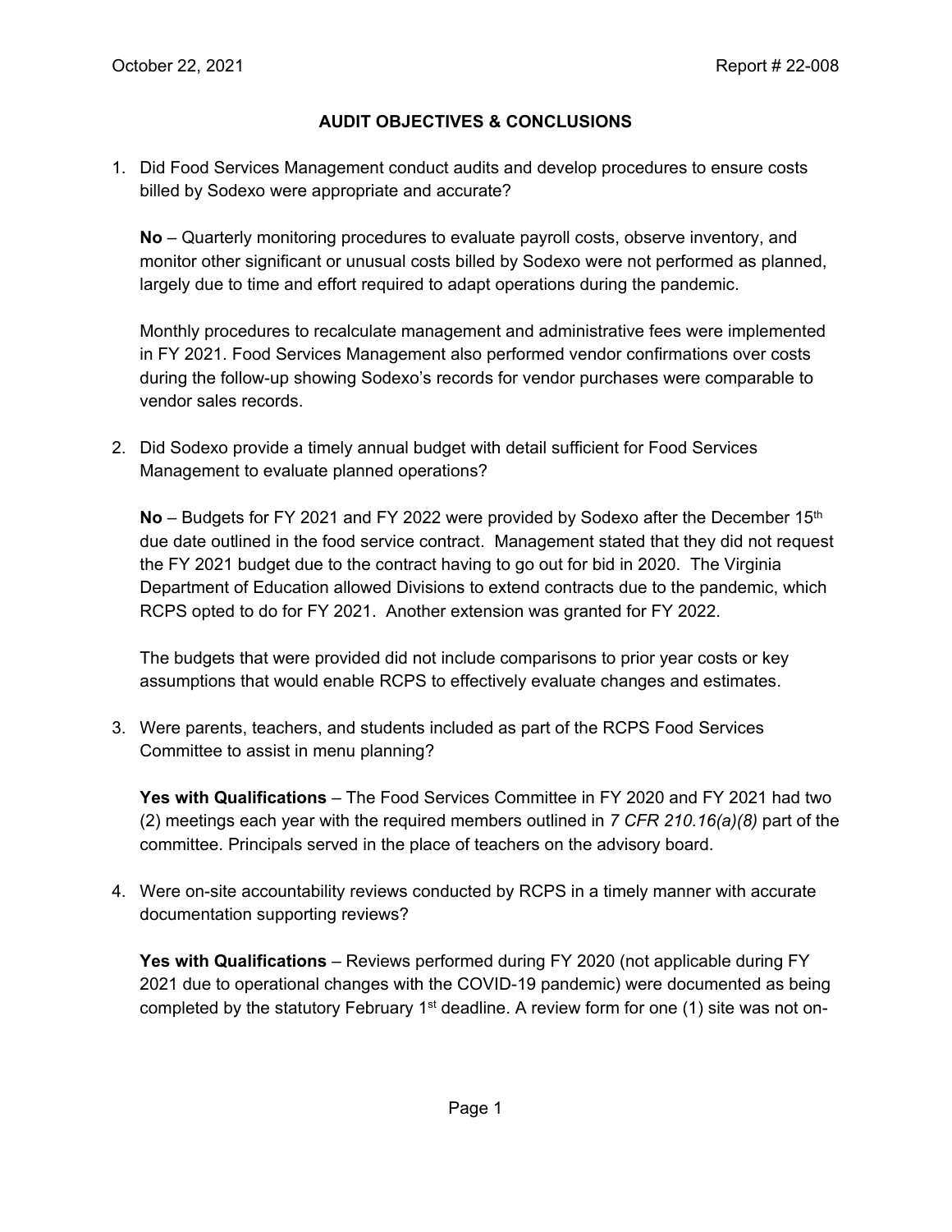## AUDIT OBJECTIVES & CONCLUSIONS

1. Did Food Services Management conduct audits and develop procedures to ensure costs billed by Sodexo were appropriate and accurate?

   **No** – Quarterly monitoring procedures to evaluate payroll costs, observe inventory, and monitor other significant or unusual costs billed by Sodexo were not performed as planned, largely due to time and effort required to adapt operations during the pandemic.

   Monthly procedures to recalculate management and administrative fees were implemented in FY 2021. Food Services Management also performed vendor confirmations over costs during the follow-up showing Sodexo's records for vendor purchases were comparable to vendor sales records.

2. Did Sodexo provide a timely annual budget with detail sufficient for Food Services Management to evaluate planned operations?

   **No** – Budgets for FY 2021 and FY 2022 were provided by Sodexo after the December 15th due date outlined in the food service contract. Management stated that they did not request the FY 2021 budget due to the contract having to go out for bid in 2020. The Virginia Department of Education allowed Divisions to extend contracts due to the pandemic, which RCPS opted to do for FY 2021. Another extension was granted for FY 2022.

   The budgets that were provided did not include comparisons to prior year costs or key assumptions that would enable RCPS to effectively evaluate changes and estimates.

3. Were parents, teachers, and students included as part of the RCPS Food Services Committee to assist in menu planning?

   **Yes with Qualifications** – The Food Services Committee in FY 2020 and FY 2021 had two (2) meetings each year with the required members outlined in *7 CFR 210.16(a)(8)* part of the committee. Principals served in the place of teachers on the advisory board.

4. Were on-site accountability reviews conducted by RCPS in a timely manner with accurate documentation supporting reviews?

   **Yes with Qualifications** – Reviews performed during FY 2020 (not applicable during FY 2021 due to operational changes with the COVID-19 pandemic) were documented as being completed by the statutory February 1st deadline. A review form for one (1) site was not on-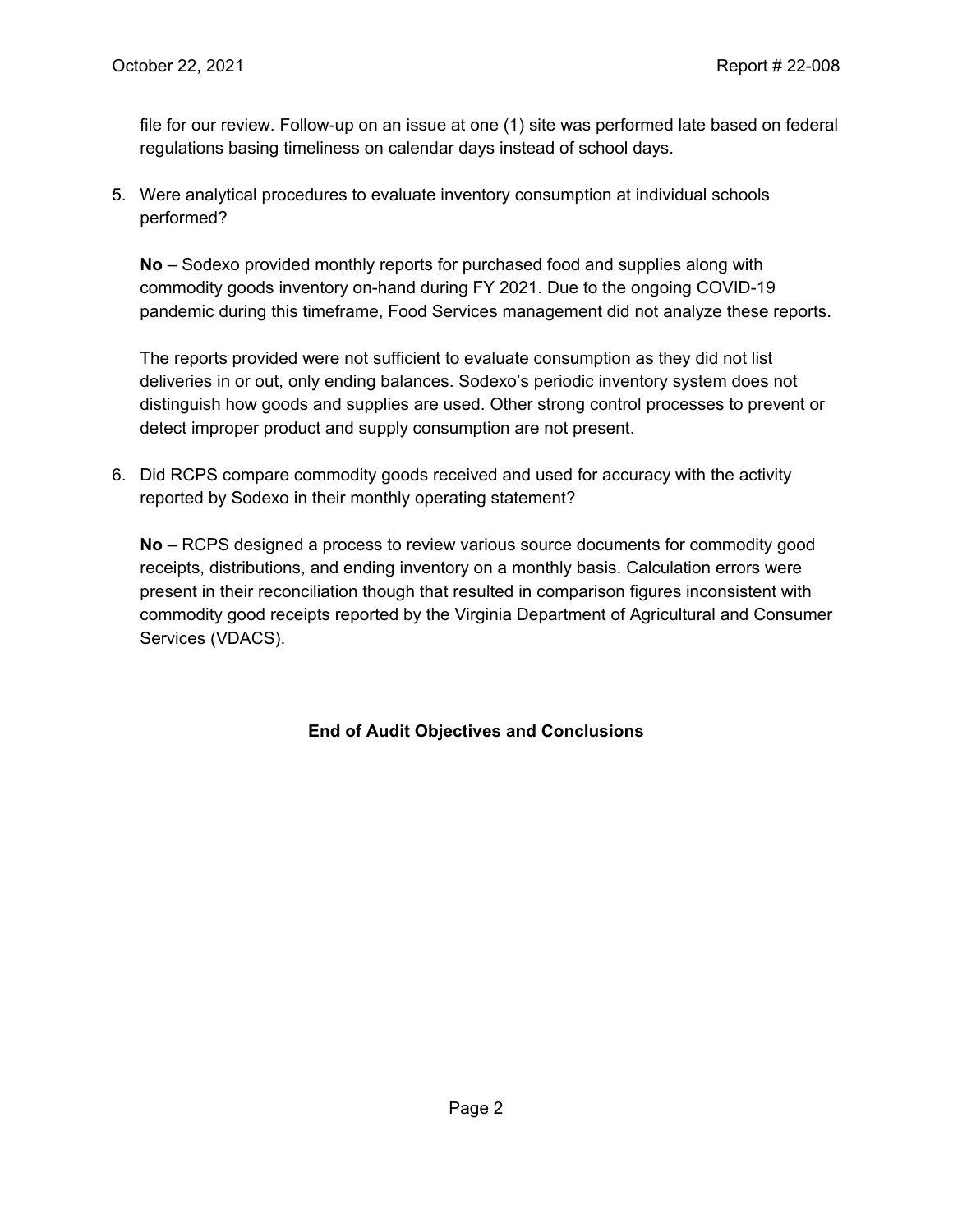file for our review. Follow-up on an issue at one (1) site was performed late based on federal regulations basing timeliness on calendar days instead of school days.

5. Were analytical procedures to evaluate inventory consumption at individual schools performed?

   **No** – Sodexo provided monthly reports for purchased food and supplies along with commodity goods inventory on-hand during FY 2021. Due to the ongoing COVID-19 pandemic during this timeframe, Food Services management did not analyze these reports.

   The reports provided were not sufficient to evaluate consumption as they did not list deliveries in or out, only ending balances. Sodexo's periodic inventory system does not distinguish how goods and supplies are used. Other strong control processes to prevent or detect improper product and supply consumption are not present.

6. Did RCPS compare commodity goods received and used for accuracy with the activity reported by Sodexo in their monthly operating statement?

   **No** – RCPS designed a process to review various source documents for commodity good receipts, distributions, and ending inventory on a monthly basis. Calculation errors were present in their reconciliation though that resulted in comparison figures inconsistent with commodity good receipts reported by the Virginia Department of Agricultural and Consumer Services (VDACS).

**End of Audit Objectives and Conclusions**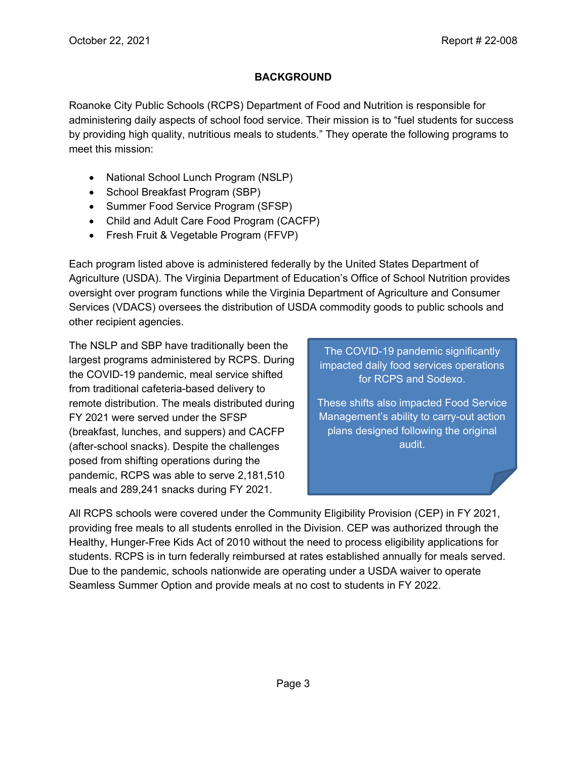## BACKGROUND

Roanoke City Public Schools (RCPS) Department of Food and Nutrition is responsible for administering daily aspects of school food service. Their mission is to "fuel students for success by providing high quality, nutritious meals to students." They operate the following programs to meet this mission:

- National School Lunch Program (NSLP)
- School Breakfast Program (SBP)
- Summer Food Service Program (SFSP)
- Child and Adult Care Food Program (CACFP)
- Fresh Fruit & Vegetable Program (FFVP)

Each program listed above is administered federally by the United States Department of Agriculture (USDA). The Virginia Department of Education's Office of School Nutrition provides oversight over program functions while the Virginia Department of Agriculture and Consumer Services (VDACS) oversees the distribution of USDA commodity goods to public schools and other recipient agencies.

The NSLP and SBP have traditionally been the largest programs administered by RCPS. During the COVID-19 pandemic, meal service shifted from traditional cafeteria-based delivery to remote distribution. The meals distributed during FY 2021 were served under the SFSP (breakfast, lunches, and suppers) and CACFP (after-school snacks). Despite the challenges posed from shifting operations during the pandemic, RCPS was able to serve 2,181,510 meals and 289,241 snacks during FY 2021.

> The COVID-19 pandemic significantly impacted daily food services operations for RCPS and Sodexo.
>
> These shifts also impacted Food Service Management's ability to carry-out action plans designed following the original audit.

All RCPS schools were covered under the Community Eligibility Provision (CEP) in FY 2021, providing free meals to all students enrolled in the Division. CEP was authorized through the Healthy, Hunger-Free Kids Act of 2010 without the need to process eligibility applications for students. RCPS is in turn federally reimbursed at rates established annually for meals served. Due to the pandemic, schools nationwide are operating under a USDA waiver to operate Seamless Summer Option and provide meals at no cost to students in FY 2022.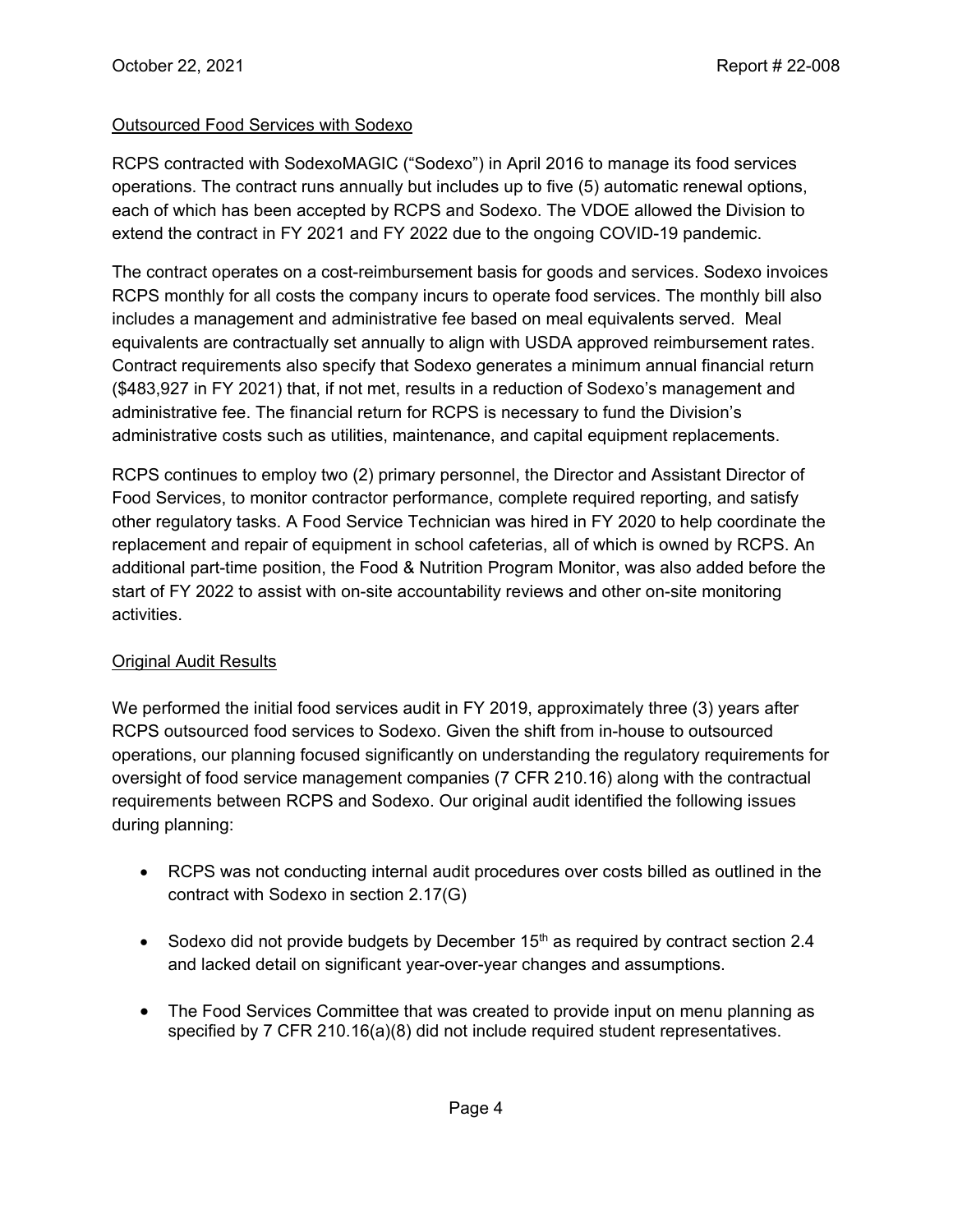## Outsourced Food Services with Sodexo

RCPS contracted with SodexoMAGIC ("Sodexo") in April 2016 to manage its food services operations. The contract runs annually but includes up to five (5) automatic renewal options, each of which has been accepted by RCPS and Sodexo. The VDOE allowed the Division to extend the contract in FY 2021 and FY 2022 due to the ongoing COVID-19 pandemic.

The contract operates on a cost-reimbursement basis for goods and services. Sodexo invoices RCPS monthly for all costs the company incurs to operate food services. The monthly bill also includes a management and administrative fee based on meal equivalents served. Meal equivalents are contractually set annually to align with USDA approved reimbursement rates. Contract requirements also specify that Sodexo generates a minimum annual financial return ($483,927 in FY 2021) that, if not met, results in a reduction of Sodexo's management and administrative fee. The financial return for RCPS is necessary to fund the Division's administrative costs such as utilities, maintenance, and capital equipment replacements.

RCPS continues to employ two (2) primary personnel, the Director and Assistant Director of Food Services, to monitor contractor performance, complete required reporting, and satisfy other regulatory tasks. A Food Service Technician was hired in FY 2020 to help coordinate the replacement and repair of equipment in school cafeterias, all of which is owned by RCPS. An additional part-time position, the Food & Nutrition Program Monitor, was also added before the start of FY 2022 to assist with on-site accountability reviews and other on-site monitoring activities.

## Original Audit Results

We performed the initial food services audit in FY 2019, approximately three (3) years after RCPS outsourced food services to Sodexo. Given the shift from in-house to outsourced operations, our planning focused significantly on understanding the regulatory requirements for oversight of food service management companies (7 CFR 210.16) along with the contractual requirements between RCPS and Sodexo. Our original audit identified the following issues during planning:

- RCPS was not conducting internal audit procedures over costs billed as outlined in the contract with Sodexo in section 2.17(G)
- Sodexo did not provide budgets by December 15th as required by contract section 2.4 and lacked detail on significant year-over-year changes and assumptions.
- The Food Services Committee that was created to provide input on menu planning as specified by 7 CFR 210.16(a)(8) did not include required student representatives.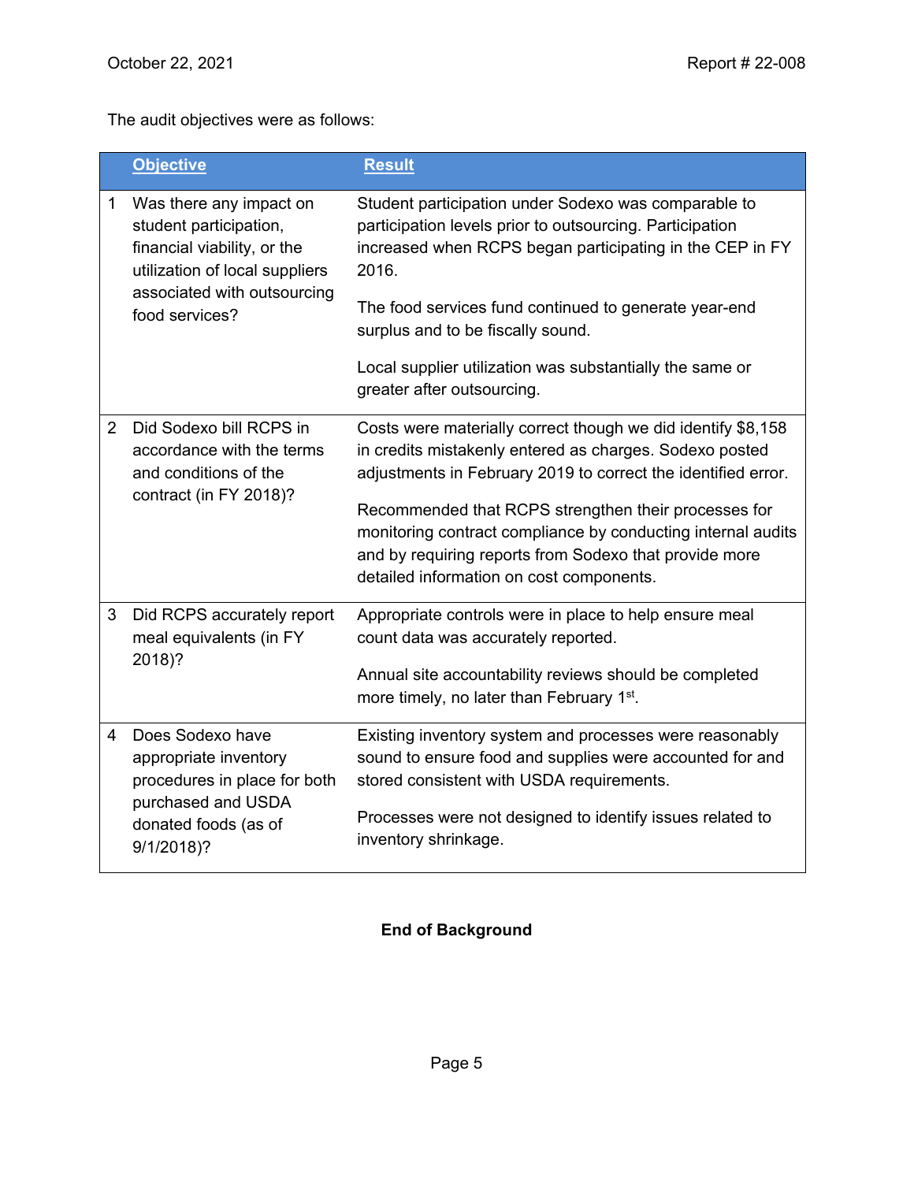The audit objectives were as follows:

| | Objective | Result |
|---|---|---|
| 1 | Was there any impact on student participation, financial viability, or the utilization of local suppliers associated with outsourcing food services? | Student participation under Sodexo was comparable to participation levels prior to outsourcing. Participation increased when RCPS began participating in the CEP in FY 2016.<br><br>The food services fund continued to generate year-end surplus and to be fiscally sound.<br><br>Local supplier utilization was substantially the same or greater after outsourcing. |
| 2 | Did Sodexo bill RCPS in accordance with the terms and conditions of the contract (in FY 2018)? | Costs were materially correct though we did identify $8,158 in credits mistakenly entered as charges. Sodexo posted adjustments in February 2019 to correct the identified error.<br><br>Recommended that RCPS strengthen their processes for monitoring contract compliance by conducting internal audits and by requiring reports from Sodexo that provide more detailed information on cost components. |
| 3 | Did RCPS accurately report meal equivalents (in FY 2018)? | Appropriate controls were in place to help ensure meal count data was accurately reported.<br><br>Annual site accountability reviews should be completed more timely, no later than February 1st. |
| 4 | Does Sodexo have appropriate inventory procedures in place for both purchased and USDA donated foods (as of 9/1/2018)? | Existing inventory system and processes were reasonably sound to ensure food and supplies were accounted for and stored consistent with USDA requirements.<br><br>Processes were not designed to identify issues related to inventory shrinkage. |

**End of Background**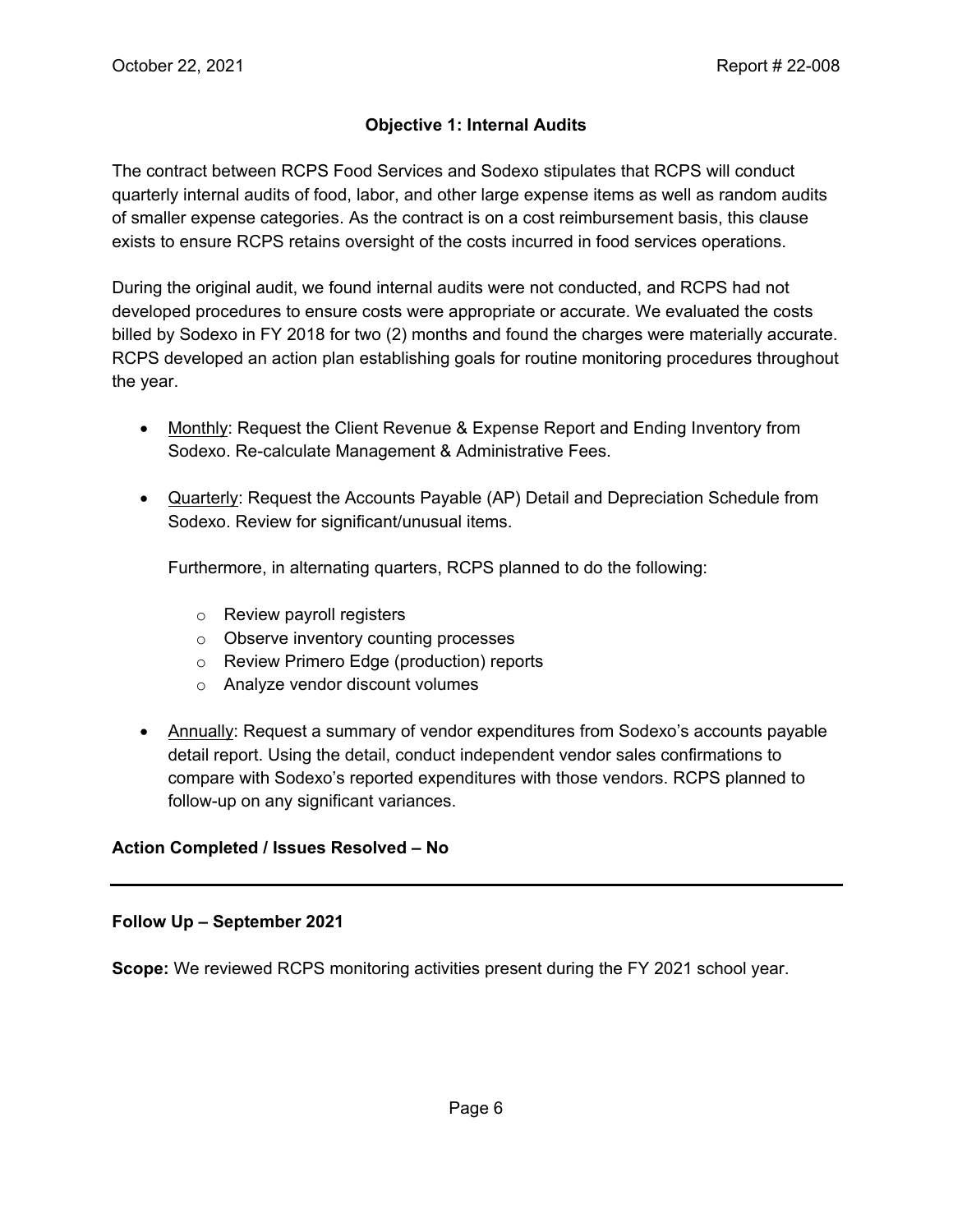### Objective 1: Internal Audits

The contract between RCPS Food Services and Sodexo stipulates that RCPS will conduct quarterly internal audits of food, labor, and other large expense items as well as random audits of smaller expense categories. As the contract is on a cost reimbursement basis, this clause exists to ensure RCPS retains oversight of the costs incurred in food services operations.

During the original audit, we found internal audits were not conducted, and RCPS had not developed procedures to ensure costs were appropriate or accurate. We evaluated the costs billed by Sodexo in FY 2018 for two (2) months and found the charges were materially accurate. RCPS developed an action plan establishing goals for routine monitoring procedures throughout the year.

- Monthly: Request the Client Revenue & Expense Report and Ending Inventory from Sodexo. Re-calculate Management & Administrative Fees.
- Quarterly: Request the Accounts Payable (AP) Detail and Depreciation Schedule from Sodexo. Review for significant/unusual items.

  Furthermore, in alternating quarters, RCPS planned to do the following:

  - Review payroll registers
  - Observe inventory counting processes
  - Review Primero Edge (production) reports
  - Analyze vendor discount volumes
- Annually: Request a summary of vendor expenditures from Sodexo's accounts payable detail report. Using the detail, conduct independent vendor sales confirmations to compare with Sodexo's reported expenditures with those vendors. RCPS planned to follow-up on any significant variances.

**Action Completed / Issues Resolved – No**

---

**Follow Up – September 2021**

**Scope:** We reviewed RCPS monitoring activities present during the FY 2021 school year.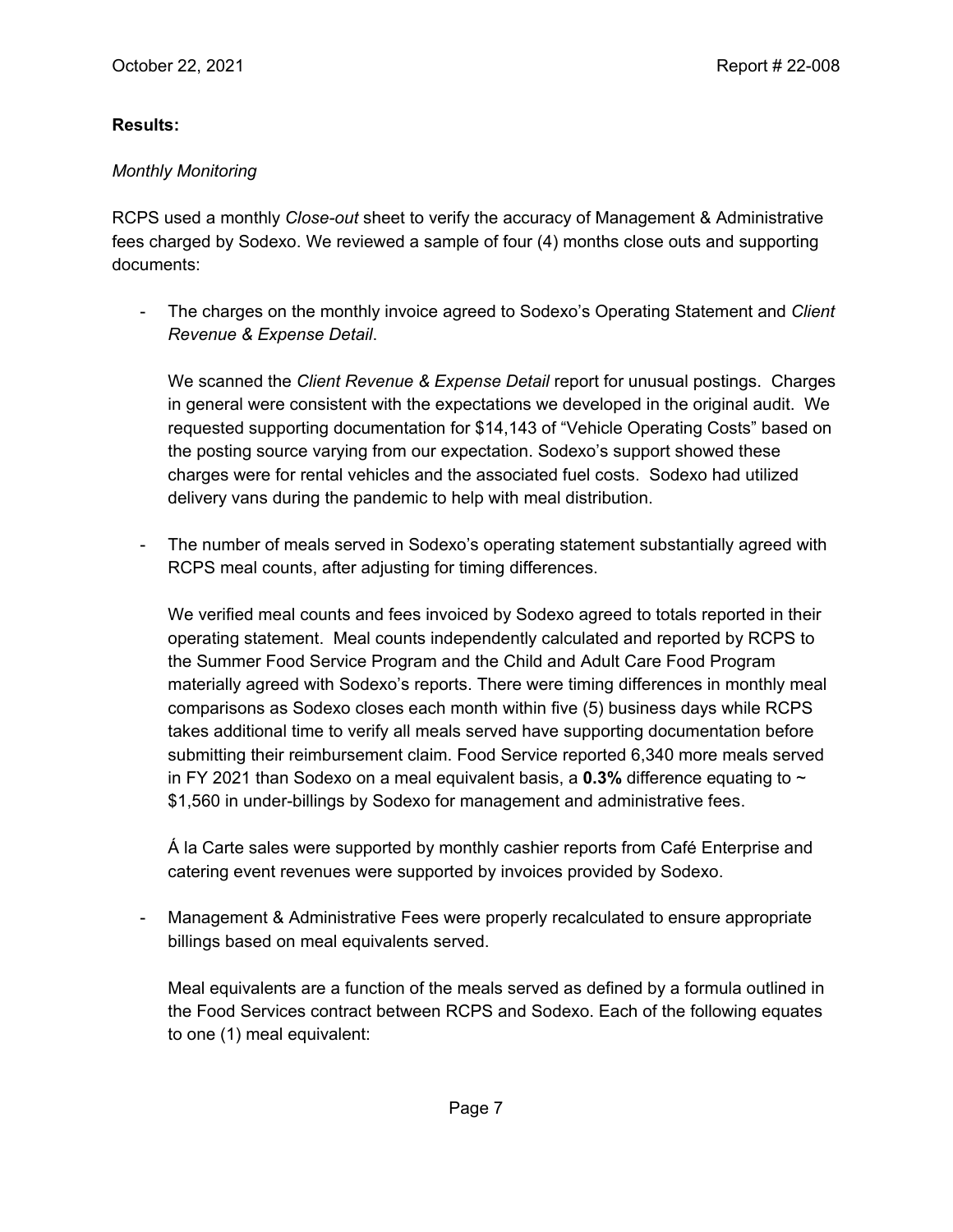**Results:**

*Monthly Monitoring*

RCPS used a monthly *Close-out* sheet to verify the accuracy of Management & Administrative fees charged by Sodexo. We reviewed a sample of four (4) months close outs and supporting documents:

- The charges on the monthly invoice agreed to Sodexo's Operating Statement and *Client Revenue & Expense Detail*.

  We scanned the *Client Revenue & Expense Detail* report for unusual postings. Charges in general were consistent with the expectations we developed in the original audit. We requested supporting documentation for $14,143 of "Vehicle Operating Costs" based on the posting source varying from our expectation. Sodexo's support showed these charges were for rental vehicles and the associated fuel costs. Sodexo had utilized delivery vans during the pandemic to help with meal distribution.

- The number of meals served in Sodexo's operating statement substantially agreed with RCPS meal counts, after adjusting for timing differences.

  We verified meal counts and fees invoiced by Sodexo agreed to totals reported in their operating statement. Meal counts independently calculated and reported by RCPS to the Summer Food Service Program and the Child and Adult Care Food Program materially agreed with Sodexo's reports. There were timing differences in monthly meal comparisons as Sodexo closes each month within five (5) business days while RCPS takes additional time to verify all meals served have supporting documentation before submitting their reimbursement claim. Food Service reported 6,340 more meals served in FY 2021 than Sodexo on a meal equivalent basis, a **0.3%** difference equating to ~ $1,560 in under-billings by Sodexo for management and administrative fees.

  Á la Carte sales were supported by monthly cashier reports from Café Enterprise and catering event revenues were supported by invoices provided by Sodexo.

- Management & Administrative Fees were properly recalculated to ensure appropriate billings based on meal equivalents served.

  Meal equivalents are a function of the meals served as defined by a formula outlined in the Food Services contract between RCPS and Sodexo. Each of the following equates to one (1) meal equivalent: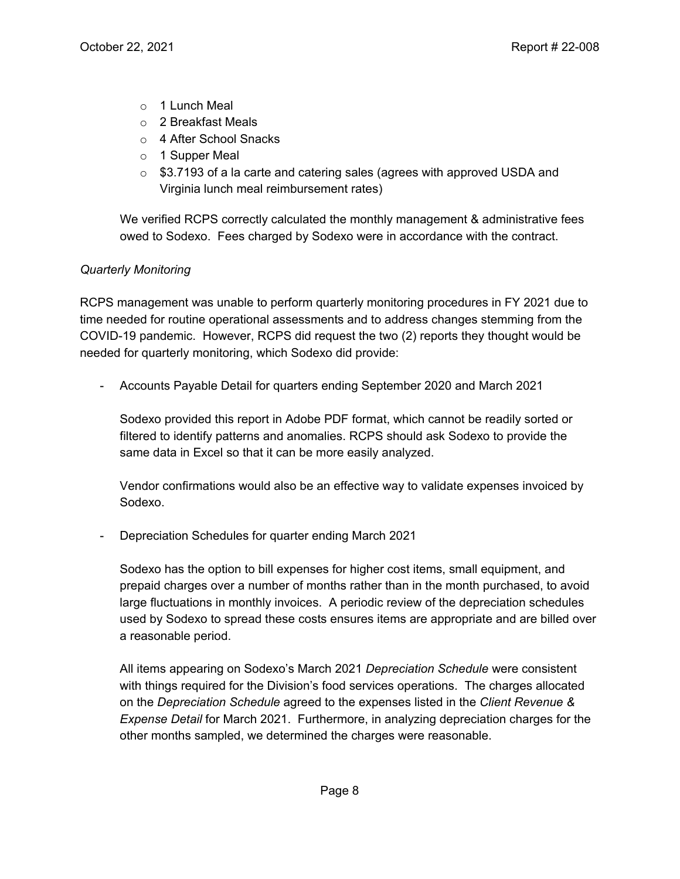- 1 Lunch Meal
- 2 Breakfast Meals
- 4 After School Snacks
- 1 Supper Meal
- $3.7193 of a la carte and catering sales (agrees with approved USDA and Virginia lunch meal reimbursement rates)

We verified RCPS correctly calculated the monthly management & administrative fees owed to Sodexo. Fees charged by Sodexo were in accordance with the contract.

*Quarterly Monitoring*

RCPS management was unable to perform quarterly monitoring procedures in FY 2021 due to time needed for routine operational assessments and to address changes stemming from the COVID-19 pandemic. However, RCPS did request the two (2) reports they thought would be needed for quarterly monitoring, which Sodexo did provide:

- Accounts Payable Detail for quarters ending September 2020 and March 2021

  Sodexo provided this report in Adobe PDF format, which cannot be readily sorted or filtered to identify patterns and anomalies. RCPS should ask Sodexo to provide the same data in Excel so that it can be more easily analyzed.

  Vendor confirmations would also be an effective way to validate expenses invoiced by Sodexo.

- Depreciation Schedules for quarter ending March 2021

  Sodexo has the option to bill expenses for higher cost items, small equipment, and prepaid charges over a number of months rather than in the month purchased, to avoid large fluctuations in monthly invoices. A periodic review of the depreciation schedules used by Sodexo to spread these costs ensures items are appropriate and are billed over a reasonable period.

  All items appearing on Sodexo's March 2021 *Depreciation Schedule* were consistent with things required for the Division's food services operations. The charges allocated on the *Depreciation Schedule* agreed to the expenses listed in the *Client Revenue & Expense Detail* for March 2021. Furthermore, in analyzing depreciation charges for the other months sampled, we determined the charges were reasonable.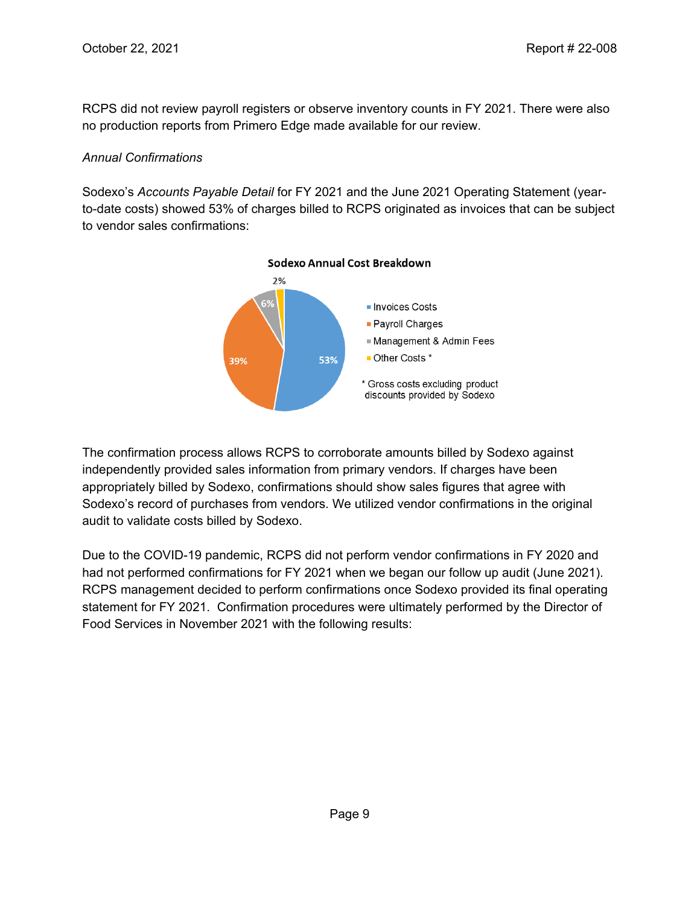RCPS did not review payroll registers or observe inventory counts in FY 2021. There were also no production reports from Primero Edge made available for our review.

*Annual Confirmations*

Sodexo's *Accounts Payable Detail* for FY 2021 and the June 2021 Operating Statement (year-to-date costs) showed 53% of charges billed to RCPS originated as invoices that can be subject to vendor sales confirmations:

**Sodexo Annual Cost Breakdown**

| Category | Percentage |
|---|---|
| Invoices Costs | 53% |
| Payroll Charges | 39% |
| Management & Admin Fees | 6% |
| Other Costs * | 2% |

\* Gross costs excluding product discounts provided by Sodexo

The confirmation process allows RCPS to corroborate amounts billed by Sodexo against independently provided sales information from primary vendors. If charges have been appropriately billed by Sodexo, confirmations should show sales figures that agree with Sodexo's record of purchases from vendors. We utilized vendor confirmations in the original audit to validate costs billed by Sodexo.

Due to the COVID-19 pandemic, RCPS did not perform vendor confirmations in FY 2020 and had not performed confirmations for FY 2021 when we began our follow up audit (June 2021). RCPS management decided to perform confirmations once Sodexo provided its final operating statement for FY 2021. Confirmation procedures were ultimately performed by the Director of Food Services in November 2021 with the following results: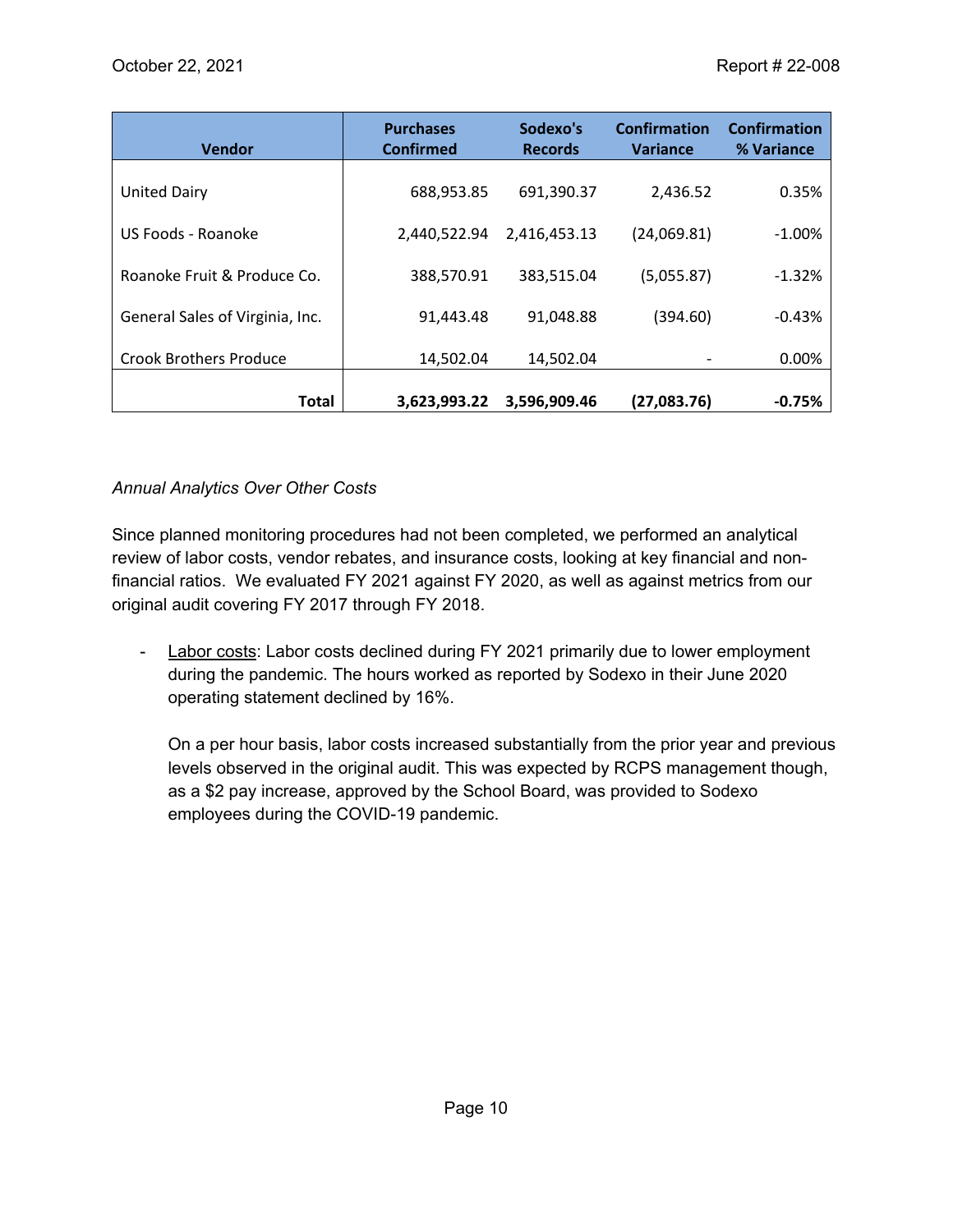| Vendor | Purchases Confirmed | Sodexo's Records | Confirmation Variance | Confirmation % Variance |
|---|---|---|---|---|
| United Dairy | 688,953.85 | 691,390.37 | 2,436.52 | 0.35% |
| US Foods - Roanoke | 2,440,522.94 | 2,416,453.13 | (24,069.81) | -1.00% |
| Roanoke Fruit & Produce Co. | 388,570.91 | 383,515.04 | (5,055.87) | -1.32% |
| General Sales of Virginia, Inc. | 91,443.48 | 91,048.88 | (394.60) | -0.43% |
| Crook Brothers Produce | 14,502.04 | 14,502.04 | - | 0.00% |
| **Total** | **3,623,993.22** | **3,596,909.46** | **(27,083.76)** | **-0.75%** |

*Annual Analytics Over Other Costs*

Since planned monitoring procedures had not been completed, we performed an analytical review of labor costs, vendor rebates, and insurance costs, looking at key financial and non-financial ratios. We evaluated FY 2021 against FY 2020, as well as against metrics from our original audit covering FY 2017 through FY 2018.

- Labor costs: Labor costs declined during FY 2021 primarily due to lower employment during the pandemic. The hours worked as reported by Sodexo in their June 2020 operating statement declined by 16%.

  On a per hour basis, labor costs increased substantially from the prior year and previous levels observed in the original audit. This was expected by RCPS management though, as a $2 pay increase, approved by the School Board, was provided to Sodexo employees during the COVID-19 pandemic.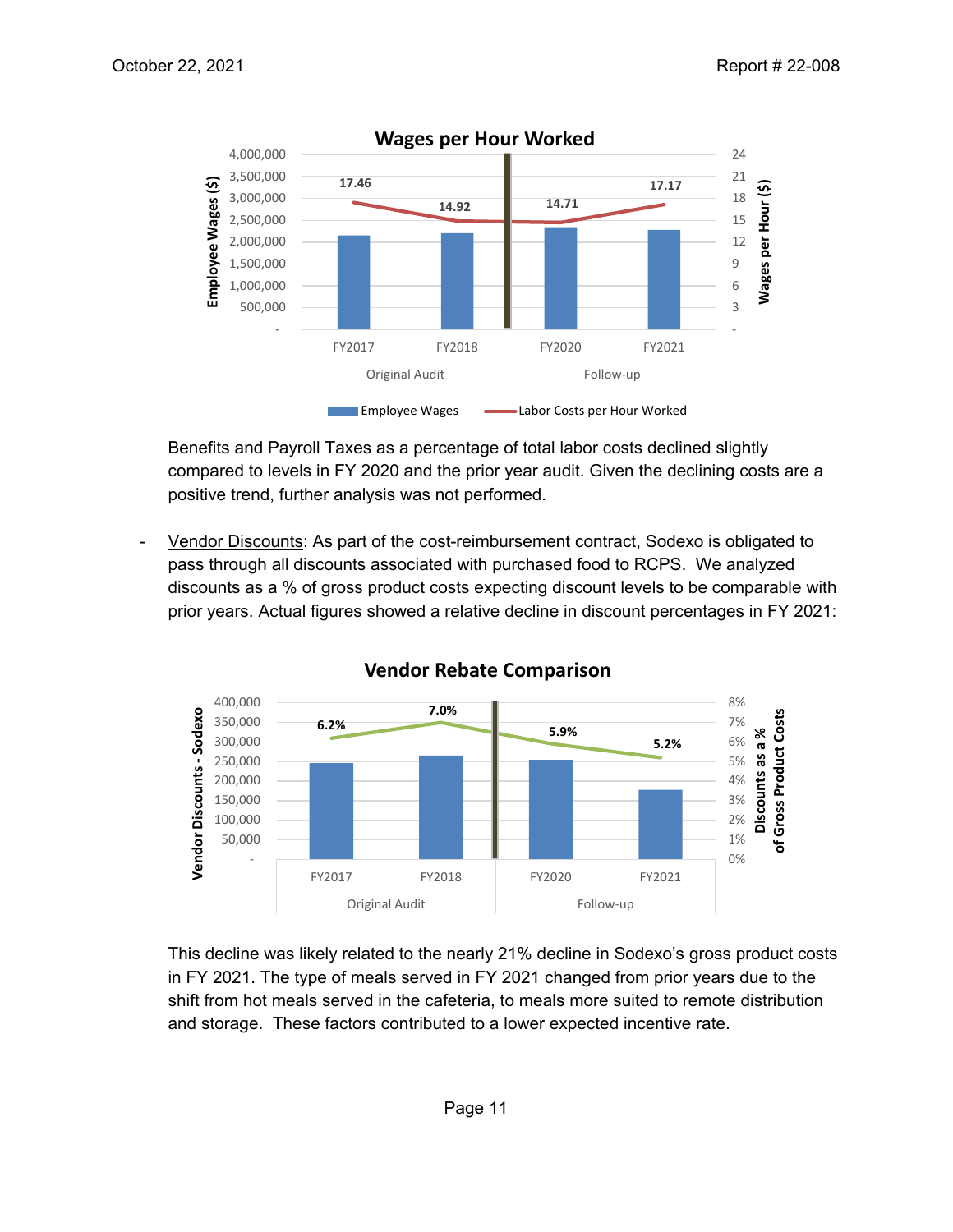**Wages per Hour Worked**

| | Original Audit | | Follow-up | |
|---|---|---|---|---|
| | FY2017 | FY2018 | FY2020 | FY2021 |
| Labor Costs per Hour Worked | 17.46 | 14.92 | 14.71 | 17.17 |

Benefits and Payroll Taxes as a percentage of total labor costs declined slightly compared to levels in FY 2020 and the prior year audit. Given the declining costs are a positive trend, further analysis was not performed.

- Vendor Discounts: As part of the cost-reimbursement contract, Sodexo is obligated to pass through all discounts associated with purchased food to RCPS. We analyzed discounts as a % of gross product costs expecting discount levels to be comparable with prior years. Actual figures showed a relative decline in discount percentages in FY 2021:

**Vendor Rebate Comparison**

| | Original Audit | | Follow-up | |
|---|---|---|---|---|
| | FY2017 | FY2018 | FY2020 | FY2021 |
| Discounts as a % of Gross Product Costs | 6.2% | 7.0% | 5.9% | 5.2% |

This decline was likely related to the nearly 21% decline in Sodexo's gross product costs in FY 2021. The type of meals served in FY 2021 changed from prior years due to the shift from hot meals served in the cafeteria, to meals more suited to remote distribution and storage. These factors contributed to a lower expected incentive rate.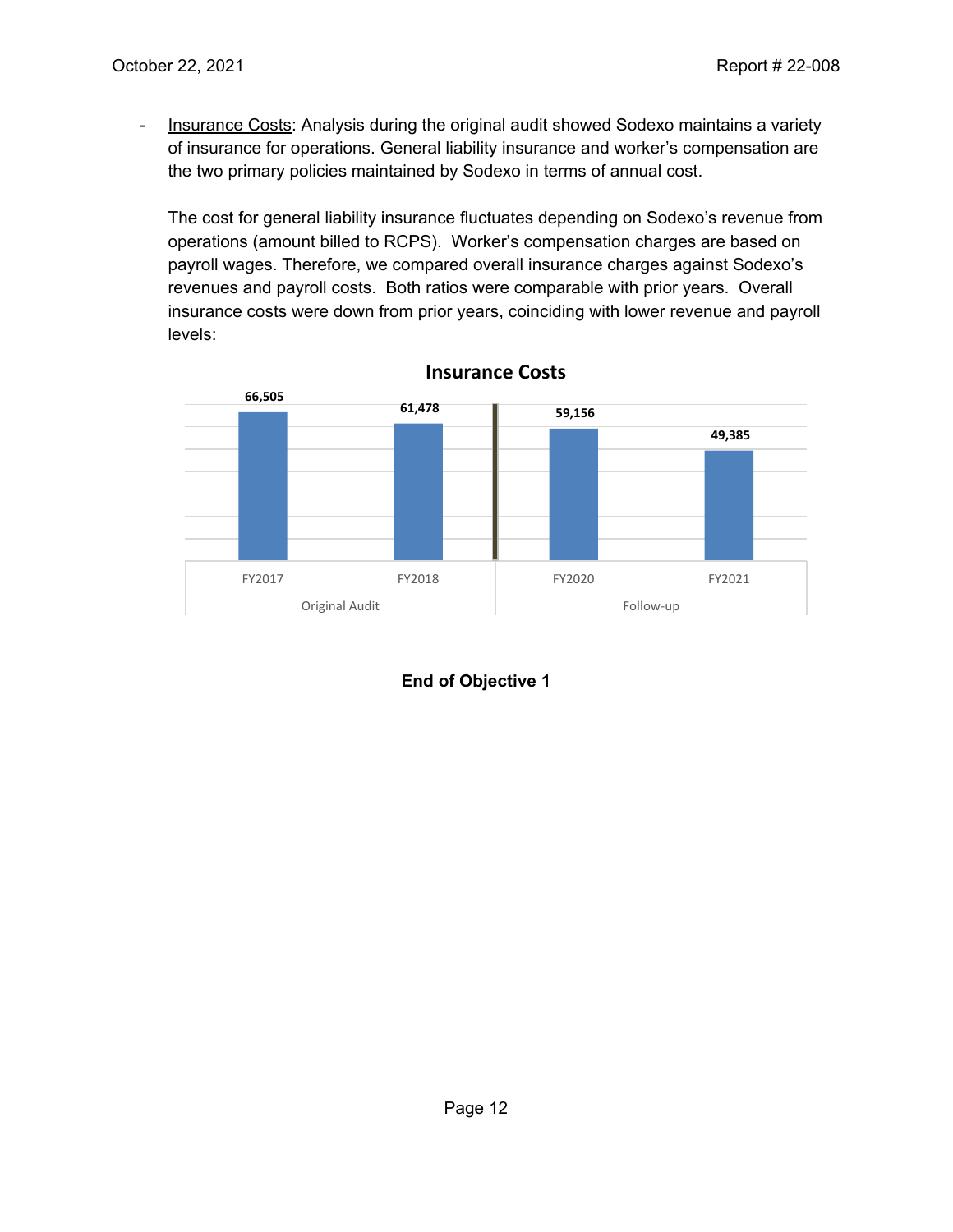- Insurance Costs: Analysis during the original audit showed Sodexo maintains a variety of insurance for operations. General liability insurance and worker's compensation are the two primary policies maintained by Sodexo in terms of annual cost.

  The cost for general liability insurance fluctuates depending on Sodexo's revenue from operations (amount billed to RCPS). Worker's compensation charges are based on payroll wages. Therefore, we compared overall insurance charges against Sodexo's revenues and payroll costs. Both ratios were comparable with prior years. Overall insurance costs were down from prior years, coinciding with lower revenue and payroll levels:

**Insurance Costs**

| | Original Audit | | Follow-up | |
|---|---|---|---|---|
| | FY2017 | FY2018 | FY2020 | FY2021 |
| Insurance Costs | 66,505 | 61,478 | 59,156 | 49,385 |

**End of Objective 1**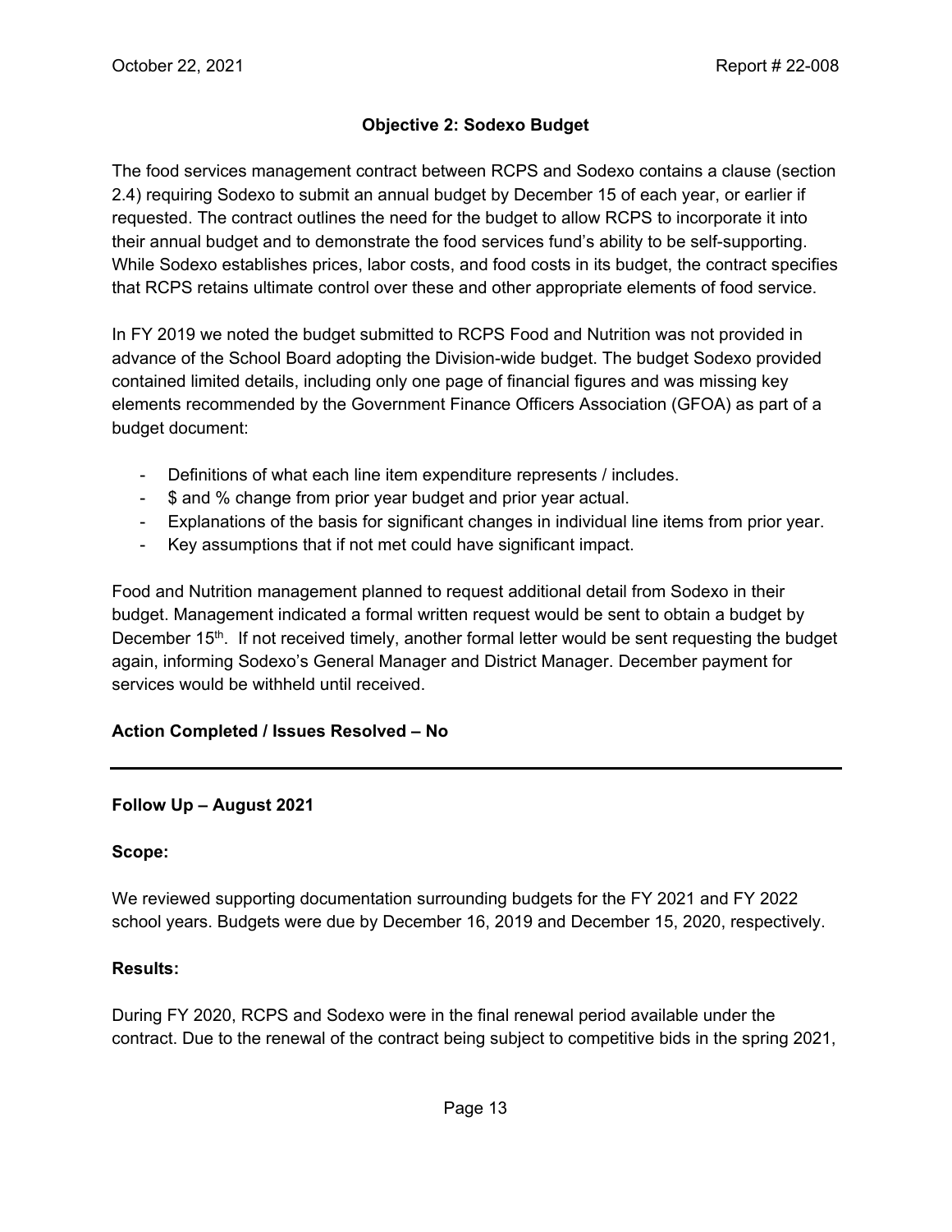### Objective 2: Sodexo Budget

The food services management contract between RCPS and Sodexo contains a clause (section 2.4) requiring Sodexo to submit an annual budget by December 15 of each year, or earlier if requested. The contract outlines the need for the budget to allow RCPS to incorporate it into their annual budget and to demonstrate the food services fund's ability to be self-supporting. While Sodexo establishes prices, labor costs, and food costs in its budget, the contract specifies that RCPS retains ultimate control over these and other appropriate elements of food service.

In FY 2019 we noted the budget submitted to RCPS Food and Nutrition was not provided in advance of the School Board adopting the Division-wide budget. The budget Sodexo provided contained limited details, including only one page of financial figures and was missing key elements recommended by the Government Finance Officers Association (GFOA) as part of a budget document:

- Definitions of what each line item expenditure represents / includes.
- $ and % change from prior year budget and prior year actual.
- Explanations of the basis for significant changes in individual line items from prior year.
- Key assumptions that if not met could have significant impact.

Food and Nutrition management planned to request additional detail from Sodexo in their budget. Management indicated a formal written request would be sent to obtain a budget by December 15th. If not received timely, another formal letter would be sent requesting the budget again, informing Sodexo's General Manager and District Manager. December payment for services would be withheld until received.

**Action Completed / Issues Resolved – No**

---

**Follow Up – August 2021**

**Scope:**

We reviewed supporting documentation surrounding budgets for the FY 2021 and FY 2022 school years. Budgets were due by December 16, 2019 and December 15, 2020, respectively.

**Results:**

During FY 2020, RCPS and Sodexo were in the final renewal period available under the contract. Due to the renewal of the contract being subject to competitive bids in the spring 2021,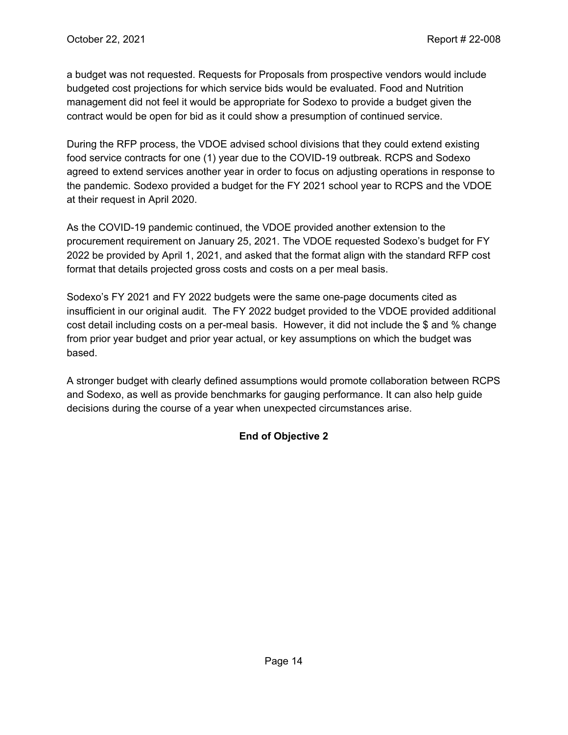a budget was not requested. Requests for Proposals from prospective vendors would include budgeted cost projections for which service bids would be evaluated. Food and Nutrition management did not feel it would be appropriate for Sodexo to provide a budget given the contract would be open for bid as it could show a presumption of continued service.

During the RFP process, the VDOE advised school divisions that they could extend existing food service contracts for one (1) year due to the COVID-19 outbreak. RCPS and Sodexo agreed to extend services another year in order to focus on adjusting operations in response to the pandemic. Sodexo provided a budget for the FY 2021 school year to RCPS and the VDOE at their request in April 2020.

As the COVID-19 pandemic continued, the VDOE provided another extension to the procurement requirement on January 25, 2021. The VDOE requested Sodexo's budget for FY 2022 be provided by April 1, 2021, and asked that the format align with the standard RFP cost format that details projected gross costs and costs on a per meal basis.

Sodexo's FY 2021 and FY 2022 budgets were the same one-page documents cited as insufficient in our original audit. The FY 2022 budget provided to the VDOE provided additional cost detail including costs on a per-meal basis. However, it did not include the $ and % change from prior year budget and prior year actual, or key assumptions on which the budget was based.

A stronger budget with clearly defined assumptions would promote collaboration between RCPS and Sodexo, as well as provide benchmarks for gauging performance. It can also help guide decisions during the course of a year when unexpected circumstances arise.

**End of Objective 2**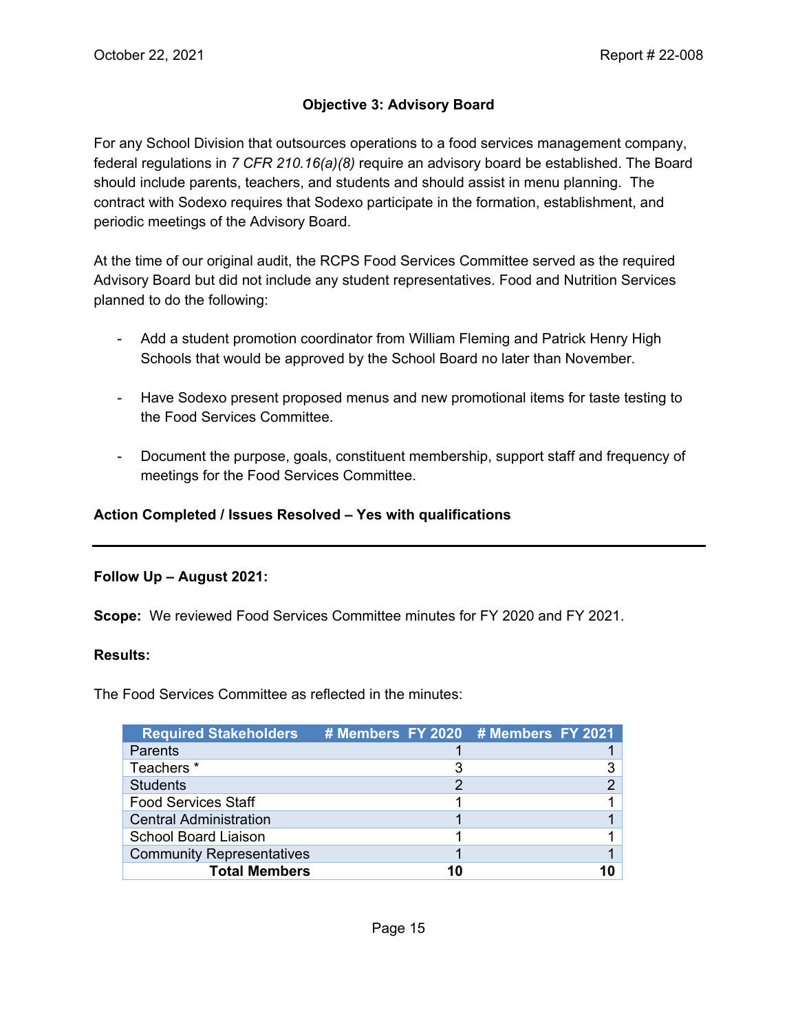### Objective 3: Advisory Board

For any School Division that outsources operations to a food services management company, federal regulations in *7 CFR 210.16(a)(8)* require an advisory board be established. The Board should include parents, teachers, and students and should assist in menu planning. The contract with Sodexo requires that Sodexo participate in the formation, establishment, and periodic meetings of the Advisory Board.

At the time of our original audit, the RCPS Food Services Committee served as the required Advisory Board but did not include any student representatives. Food and Nutrition Services planned to do the following:

- Add a student promotion coordinator from William Fleming and Patrick Henry High Schools that would be approved by the School Board no later than November.

- Have Sodexo present proposed menus and new promotional items for taste testing to the Food Services Committee.

- Document the purpose, goals, constituent membership, support staff and frequency of meetings for the Food Services Committee.

**Action Completed / Issues Resolved – Yes with qualifications**

---

**Follow Up – August 2021:**

**Scope:** We reviewed Food Services Committee minutes for FY 2020 and FY 2021.

**Results:**

The Food Services Committee as reflected in the minutes:

| Required Stakeholders | # Members FY 2020 | # Members FY 2021 |
|---|---|---|
| Parents | 1 | 1 |
| Teachers * | 3 | 3 |
| Students | 2 | 2 |
| Food Services Staff | 1 | 1 |
| Central Administration | 1 | 1 |
| School Board Liaison | 1 | 1 |
| Community Representatives | 1 | 1 |
| **Total Members** | **10** | **10** |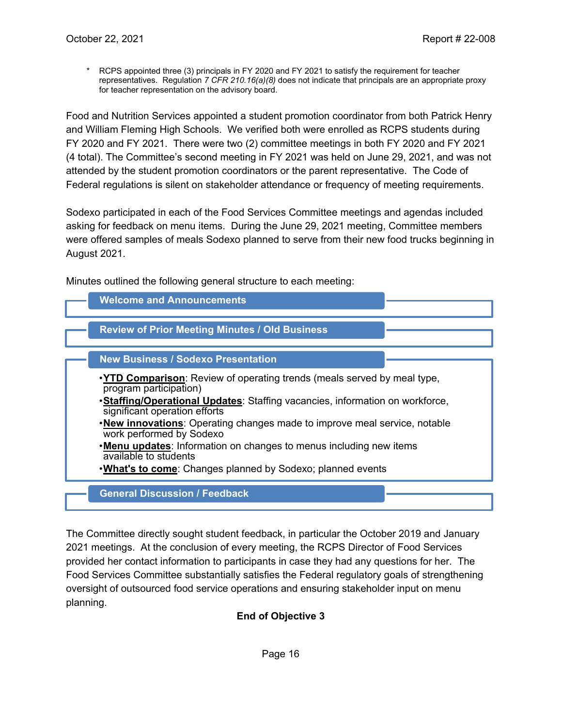\* RCPS appointed three (3) principals in FY 2020 and FY 2021 to satisfy the requirement for teacher representatives. Regulation *7 CFR 210.16(a)(8)* does not indicate that principals are an appropriate proxy for teacher representation on the advisory board.

Food and Nutrition Services appointed a student promotion coordinator from both Patrick Henry and William Fleming High Schools. We verified both were enrolled as RCPS students during FY 2020 and FY 2021. There were two (2) committee meetings in both FY 2020 and FY 2021 (4 total). The Committee's second meeting in FY 2021 was held on June 29, 2021, and was not attended by the student promotion coordinators or the parent representative. The Code of Federal regulations is silent on stakeholder attendance or frequency of meeting requirements.

Sodexo participated in each of the Food Services Committee meetings and agendas included asking for feedback on menu items. During the June 29, 2021 meeting, Committee members were offered samples of meals Sodexo planned to serve from their new food trucks beginning in August 2021.

Minutes outlined the following general structure to each meeting:

**Welcome and Announcements**

**Review of Prior Meeting Minutes / Old Business**

**New Business / Sodexo Presentation**

- **YTD Comparison**: Review of operating trends (meals served by meal type, program participation)
- **Staffing/Operational Updates**: Staffing vacancies, information on workforce, significant operation efforts
- **New innovations**: Operating changes made to improve meal service, notable work performed by Sodexo
- **Menu updates**: Information on changes to menus including new items available to students
- **What's to come**: Changes planned by Sodexo; planned events

**General Discussion / Feedback**

The Committee directly sought student feedback, in particular the October 2019 and January 2021 meetings. At the conclusion of every meeting, the RCPS Director of Food Services provided her contact information to participants in case they had any questions for her. The Food Services Committee substantially satisfies the Federal regulatory goals of strengthening oversight of outsourced food service operations and ensuring stakeholder input on menu planning.

**End of Objective 3**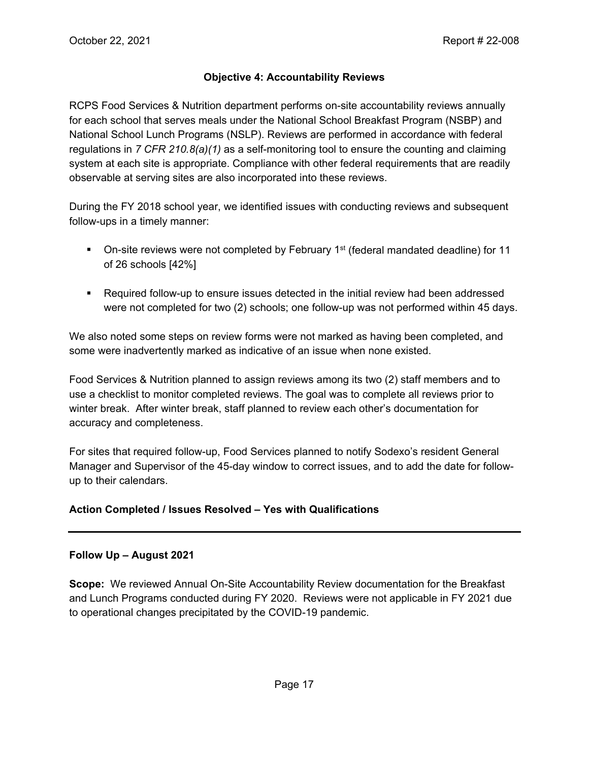### Objective 4: Accountability Reviews

RCPS Food Services & Nutrition department performs on-site accountability reviews annually for each school that serves meals under the National School Breakfast Program (NSBP) and National School Lunch Programs (NSLP). Reviews are performed in accordance with federal regulations in *7 CFR 210.8(a)(1)* as a self-monitoring tool to ensure the counting and claiming system at each site is appropriate. Compliance with other federal requirements that are readily observable at serving sites are also incorporated into these reviews.

During the FY 2018 school year, we identified issues with conducting reviews and subsequent follow-ups in a timely manner:

- On-site reviews were not completed by February 1st (federal mandated deadline) for 11 of 26 schools [42%]
- Required follow-up to ensure issues detected in the initial review had been addressed were not completed for two (2) schools; one follow-up was not performed within 45 days.

We also noted some steps on review forms were not marked as having been completed, and some were inadvertently marked as indicative of an issue when none existed.

Food Services & Nutrition planned to assign reviews among its two (2) staff members and to use a checklist to monitor completed reviews. The goal was to complete all reviews prior to winter break. After winter break, staff planned to review each other's documentation for accuracy and completeness.

For sites that required follow-up, Food Services planned to notify Sodexo's resident General Manager and Supervisor of the 45-day window to correct issues, and to add the date for follow-up to their calendars.

**Action Completed / Issues Resolved – Yes with Qualifications**

---

**Follow Up – August 2021**

**Scope:** We reviewed Annual On-Site Accountability Review documentation for the Breakfast and Lunch Programs conducted during FY 2020. Reviews were not applicable in FY 2021 due to operational changes precipitated by the COVID-19 pandemic.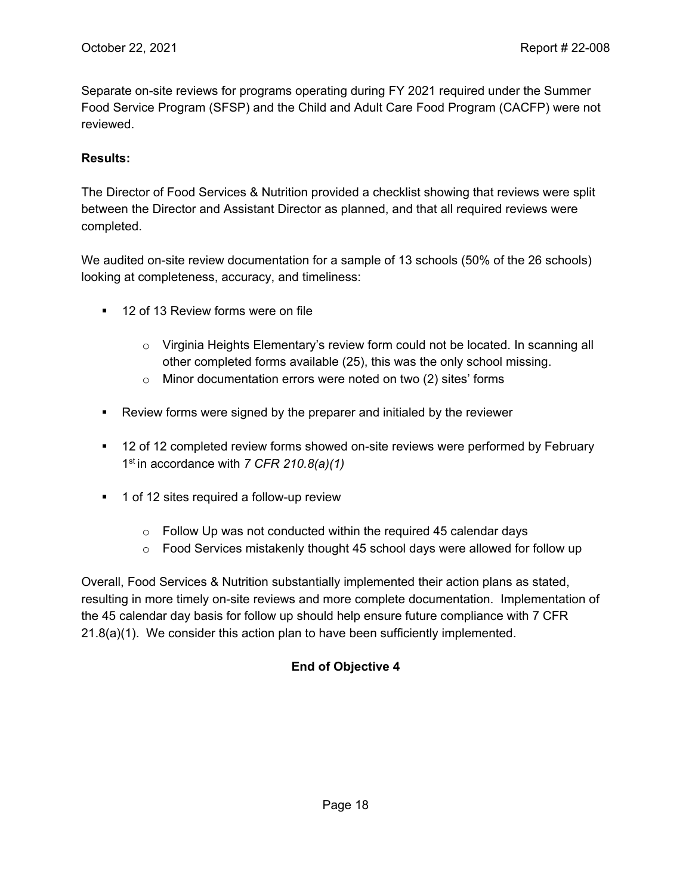Separate on-site reviews for programs operating during FY 2021 required under the Summer Food Service Program (SFSP) and the Child and Adult Care Food Program (CACFP) were not reviewed.

**Results:**

The Director of Food Services & Nutrition provided a checklist showing that reviews were split between the Director and Assistant Director as planned, and that all required reviews were completed.

We audited on-site review documentation for a sample of 13 schools (50% of the 26 schools) looking at completeness, accuracy, and timeliness:

- 12 of 13 Review forms were on file
    - Virginia Heights Elementary's review form could not be located. In scanning all other completed forms available (25), this was the only school missing.
    - Minor documentation errors were noted on two (2) sites' forms
- Review forms were signed by the preparer and initialed by the reviewer
- 12 of 12 completed review forms showed on-site reviews were performed by February 1st in accordance with *7 CFR 210.8(a)(1)*
- 1 of 12 sites required a follow-up review
    - Follow Up was not conducted within the required 45 calendar days
    - Food Services mistakenly thought 45 school days were allowed for follow up

Overall, Food Services & Nutrition substantially implemented their action plans as stated, resulting in more timely on-site reviews and more complete documentation. Implementation of the 45 calendar day basis for follow up should help ensure future compliance with 7 CFR 21.8(a)(1). We consider this action plan to have been sufficiently implemented.

**End of Objective 4**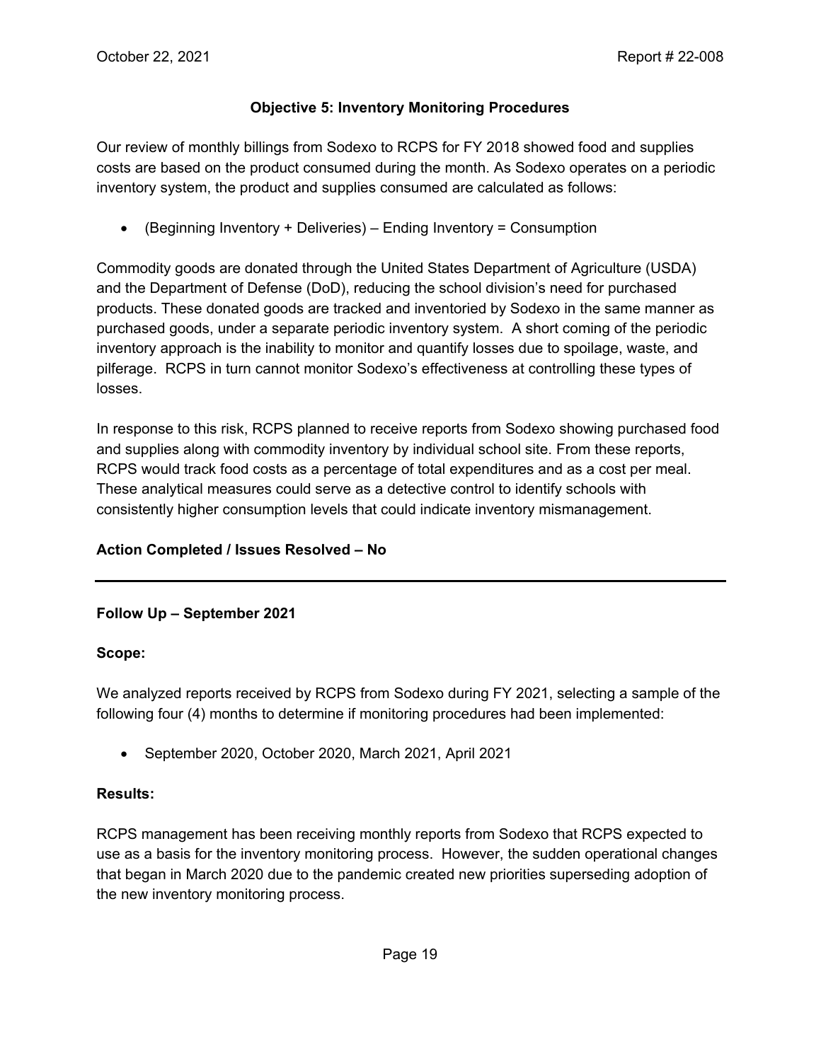### Objective 5: Inventory Monitoring Procedures

Our review of monthly billings from Sodexo to RCPS for FY 2018 showed food and supplies costs are based on the product consumed during the month. As Sodexo operates on a periodic inventory system, the product and supplies consumed are calculated as follows:

- (Beginning Inventory + Deliveries) – Ending Inventory = Consumption

Commodity goods are donated through the United States Department of Agriculture (USDA) and the Department of Defense (DoD), reducing the school division's need for purchased products. These donated goods are tracked and inventoried by Sodexo in the same manner as purchased goods, under a separate periodic inventory system. A short coming of the periodic inventory approach is the inability to monitor and quantify losses due to spoilage, waste, and pilferage. RCPS in turn cannot monitor Sodexo's effectiveness at controlling these types of losses.

In response to this risk, RCPS planned to receive reports from Sodexo showing purchased food and supplies along with commodity inventory by individual school site. From these reports, RCPS would track food costs as a percentage of total expenditures and as a cost per meal. These analytical measures could serve as a detective control to identify schools with consistently higher consumption levels that could indicate inventory mismanagement.

**Action Completed / Issues Resolved – No**

---

**Follow Up – September 2021**

**Scope:**

We analyzed reports received by RCPS from Sodexo during FY 2021, selecting a sample of the following four (4) months to determine if monitoring procedures had been implemented:

- September 2020, October 2020, March 2021, April 2021

**Results:**

RCPS management has been receiving monthly reports from Sodexo that RCPS expected to use as a basis for the inventory monitoring process. However, the sudden operational changes that began in March 2020 due to the pandemic created new priorities superseding adoption of the new inventory monitoring process.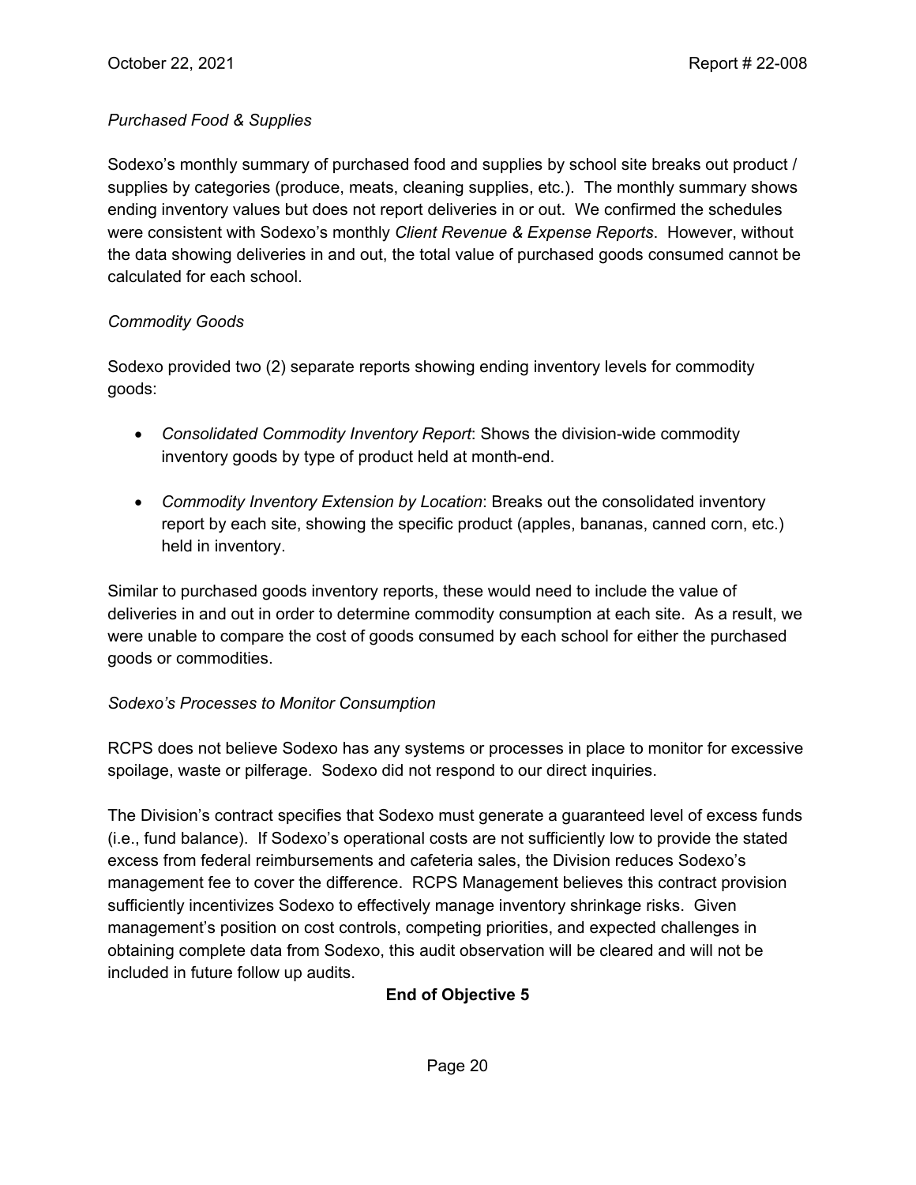*Purchased Food & Supplies*

Sodexo's monthly summary of purchased food and supplies by school site breaks out product / supplies by categories (produce, meats, cleaning supplies, etc.). The monthly summary shows ending inventory values but does not report deliveries in or out. We confirmed the schedules were consistent with Sodexo's monthly *Client Revenue & Expense Reports*. However, without the data showing deliveries in and out, the total value of purchased goods consumed cannot be calculated for each school.

*Commodity Goods*

Sodexo provided two (2) separate reports showing ending inventory levels for commodity goods:

- *Consolidated Commodity Inventory Report*: Shows the division-wide commodity inventory goods by type of product held at month-end.
- *Commodity Inventory Extension by Location*: Breaks out the consolidated inventory report by each site, showing the specific product (apples, bananas, canned corn, etc.) held in inventory.

Similar to purchased goods inventory reports, these would need to include the value of deliveries in and out in order to determine commodity consumption at each site. As a result, we were unable to compare the cost of goods consumed by each school for either the purchased goods or commodities.

*Sodexo's Processes to Monitor Consumption*

RCPS does not believe Sodexo has any systems or processes in place to monitor for excessive spoilage, waste or pilferage. Sodexo did not respond to our direct inquiries.

The Division's contract specifies that Sodexo must generate a guaranteed level of excess funds (i.e., fund balance). If Sodexo's operational costs are not sufficiently low to provide the stated excess from federal reimbursements and cafeteria sales, the Division reduces Sodexo's management fee to cover the difference. RCPS Management believes this contract provision sufficiently incentivizes Sodexo to effectively manage inventory shrinkage risks. Given management's position on cost controls, competing priorities, and expected challenges in obtaining complete data from Sodexo, this audit observation will be cleared and will not be included in future follow up audits.

**End of Objective 5**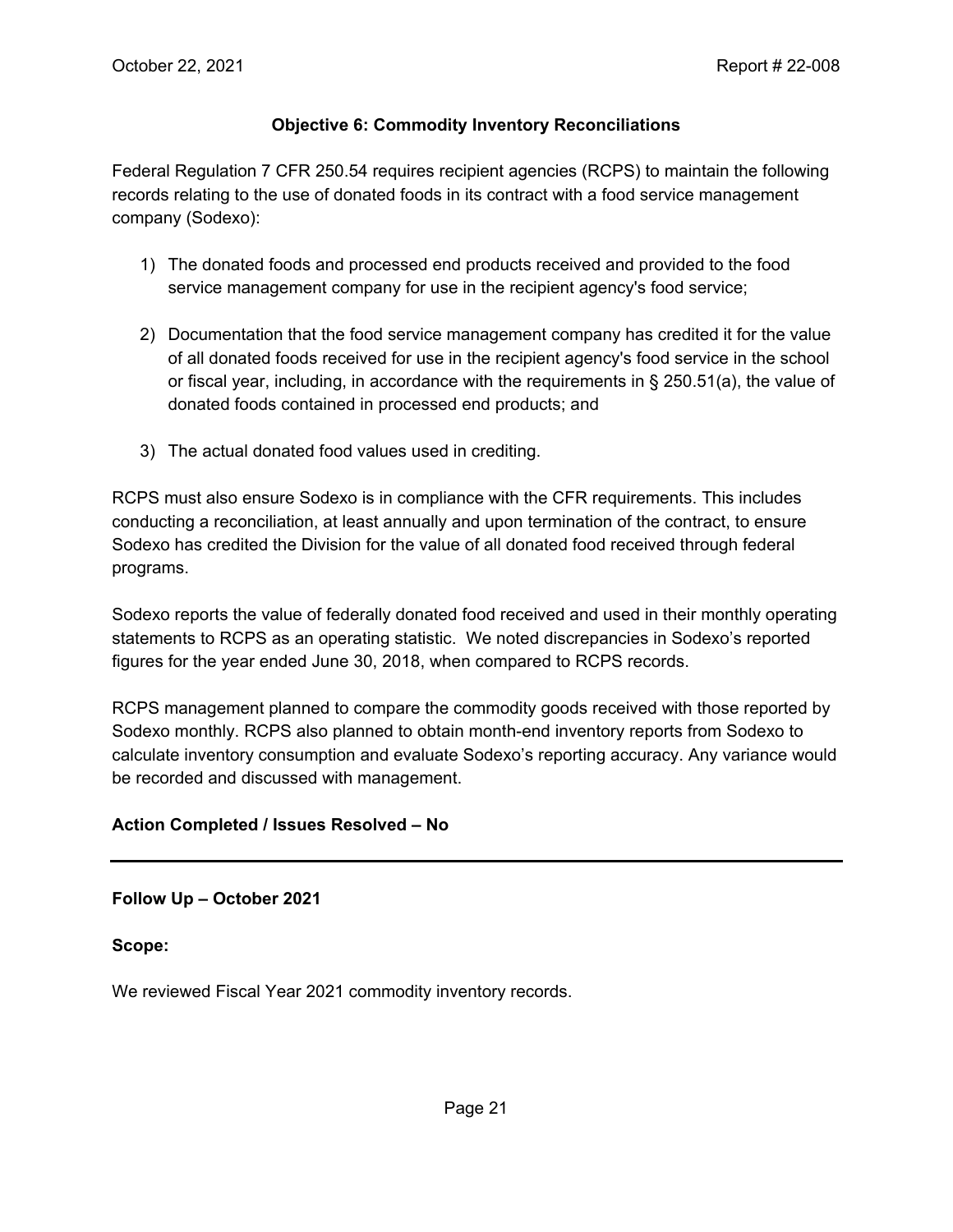### Objective 6: Commodity Inventory Reconciliations

Federal Regulation 7 CFR 250.54 requires recipient agencies (RCPS) to maintain the following records relating to the use of donated foods in its contract with a food service management company (Sodexo):

1) The donated foods and processed end products received and provided to the food service management company for use in the recipient agency's food service;

2) Documentation that the food service management company has credited it for the value of all donated foods received for use in the recipient agency's food service in the school or fiscal year, including, in accordance with the requirements in § 250.51(a), the value of donated foods contained in processed end products; and

3) The actual donated food values used in crediting.

RCPS must also ensure Sodexo is in compliance with the CFR requirements. This includes conducting a reconciliation, at least annually and upon termination of the contract, to ensure Sodexo has credited the Division for the value of all donated food received through federal programs.

Sodexo reports the value of federally donated food received and used in their monthly operating statements to RCPS as an operating statistic. We noted discrepancies in Sodexo's reported figures for the year ended June 30, 2018, when compared to RCPS records.

RCPS management planned to compare the commodity goods received with those reported by Sodexo monthly. RCPS also planned to obtain month-end inventory reports from Sodexo to calculate inventory consumption and evaluate Sodexo's reporting accuracy. Any variance would be recorded and discussed with management.

**Action Completed / Issues Resolved – No**

---

**Follow Up – October 2021**

**Scope:**

We reviewed Fiscal Year 2021 commodity inventory records.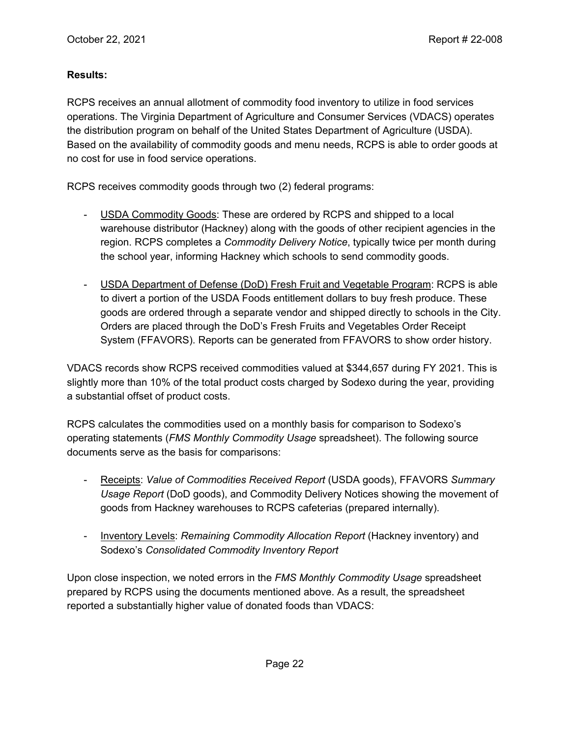**Results:**

RCPS receives an annual allotment of commodity food inventory to utilize in food services operations. The Virginia Department of Agriculture and Consumer Services (VDACS) operates the distribution program on behalf of the United States Department of Agriculture (USDA). Based on the availability of commodity goods and menu needs, RCPS is able to order goods at no cost for use in food service operations.

RCPS receives commodity goods through two (2) federal programs:

- USDA Commodity Goods: These are ordered by RCPS and shipped to a local warehouse distributor (Hackney) along with the goods of other recipient agencies in the region. RCPS completes a *Commodity Delivery Notice*, typically twice per month during the school year, informing Hackney which schools to send commodity goods.

- USDA Department of Defense (DoD) Fresh Fruit and Vegetable Program: RCPS is able to divert a portion of the USDA Foods entitlement dollars to buy fresh produce. These goods are ordered through a separate vendor and shipped directly to schools in the City. Orders are placed through the DoD's Fresh Fruits and Vegetables Order Receipt System (FFAVORS). Reports can be generated from FFAVORS to show order history.

VDACS records show RCPS received commodities valued at $344,657 during FY 2021. This is slightly more than 10% of the total product costs charged by Sodexo during the year, providing a substantial offset of product costs.

RCPS calculates the commodities used on a monthly basis for comparison to Sodexo's operating statements (*FMS Monthly Commodity Usage* spreadsheet). The following source documents serve as the basis for comparisons:

- Receipts: *Value of Commodities Received Report* (USDA goods), FFAVORS *Summary Usage Report* (DoD goods), and Commodity Delivery Notices showing the movement of goods from Hackney warehouses to RCPS cafeterias (prepared internally).

- Inventory Levels: *Remaining Commodity Allocation Report* (Hackney inventory) and Sodexo's *Consolidated Commodity Inventory Report*

Upon close inspection, we noted errors in the *FMS Monthly Commodity Usage* spreadsheet prepared by RCPS using the documents mentioned above. As a result, the spreadsheet reported a substantially higher value of donated foods than VDACS: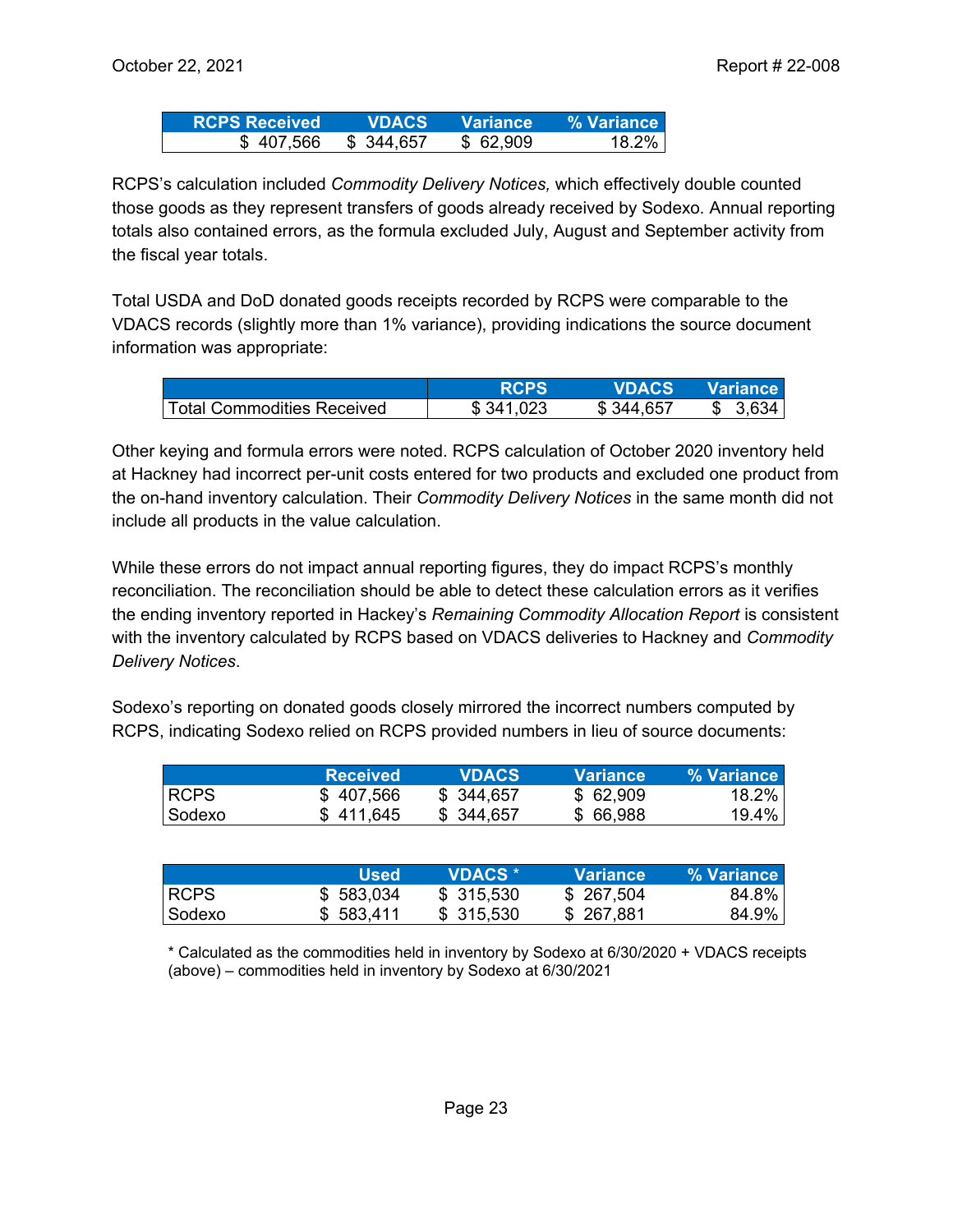| RCPS Received | VDACS | Variance | % Variance |
|---|---|---|---|
| $ 407,566 | $ 344,657 | $ 62,909 | 18.2% |

RCPS's calculation included *Commodity Delivery Notices,* which effectively double counted those goods as they represent transfers of goods already received by Sodexo. Annual reporting totals also contained errors, as the formula excluded July, August and September activity from the fiscal year totals.

Total USDA and DoD donated goods receipts recorded by RCPS were comparable to the VDACS records (slightly more than 1% variance), providing indications the source document information was appropriate:

| | RCPS | VDACS | Variance |
|---|---|---|---|
| Total Commodities Received | $ 341,023 | $ 344,657 | $ 3,634 |

Other keying and formula errors were noted. RCPS calculation of October 2020 inventory held at Hackney had incorrect per-unit costs entered for two products and excluded one product from the on-hand inventory calculation. Their *Commodity Delivery Notices* in the same month did not include all products in the value calculation.

While these errors do not impact annual reporting figures, they do impact RCPS's monthly reconciliation. The reconciliation should be able to detect these calculation errors as it verifies the ending inventory reported in Hackey's *Remaining Commodity Allocation Report* is consistent with the inventory calculated by RCPS based on VDACS deliveries to Hackney and *Commodity Delivery Notices*.

Sodexo's reporting on donated goods closely mirrored the incorrect numbers computed by RCPS, indicating Sodexo relied on RCPS provided numbers in lieu of source documents:

| | Received | VDACS | Variance | % Variance |
|---|---|---|---|---|
| RCPS | $ 407,566 | $ 344,657 | $ 62,909 | 18.2% |
| Sodexo | $ 411,645 | $ 344,657 | $ 66,988 | 19.4% |

| | Used | VDACS * | Variance | % Variance |
|---|---|---|---|---|
| RCPS | $ 583,034 | $ 315,530 | $ 267,504 | 84.8% |
| Sodexo | $ 583,411 | $ 315,530 | $ 267,881 | 84.9% |

* Calculated as the commodities held in inventory by Sodexo at 6/30/2020 + VDACS receipts (above) – commodities held in inventory by Sodexo at 6/30/2021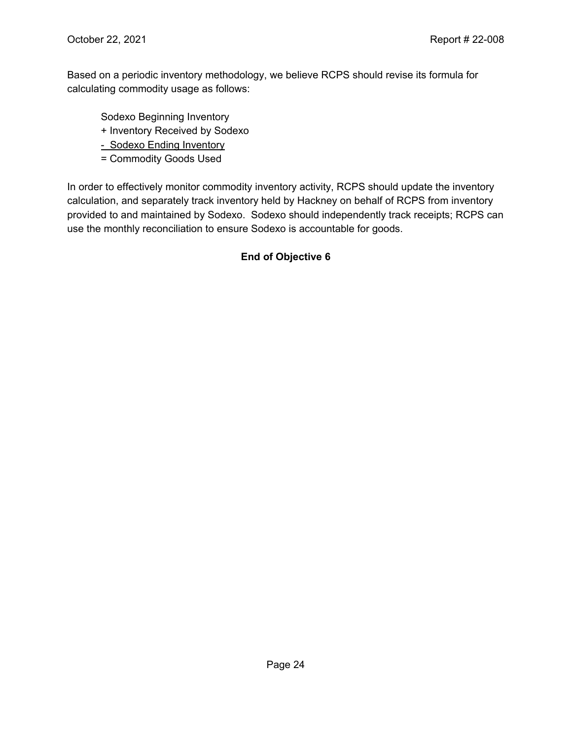Based on a periodic inventory methodology, we believe RCPS should revise its formula for calculating commodity usage as follows:

Sodexo Beginning Inventory  
+ Inventory Received by Sodexo  
<u>- Sodexo Ending Inventory</u>  
= Commodity Goods Used

In order to effectively monitor commodity inventory activity, RCPS should update the inventory calculation, and separately track inventory held by Hackney on behalf of RCPS from inventory provided to and maintained by Sodexo. Sodexo should independently track receipts; RCPS can use the monthly reconciliation to ensure Sodexo is accountable for goods.

**End of Objective 6**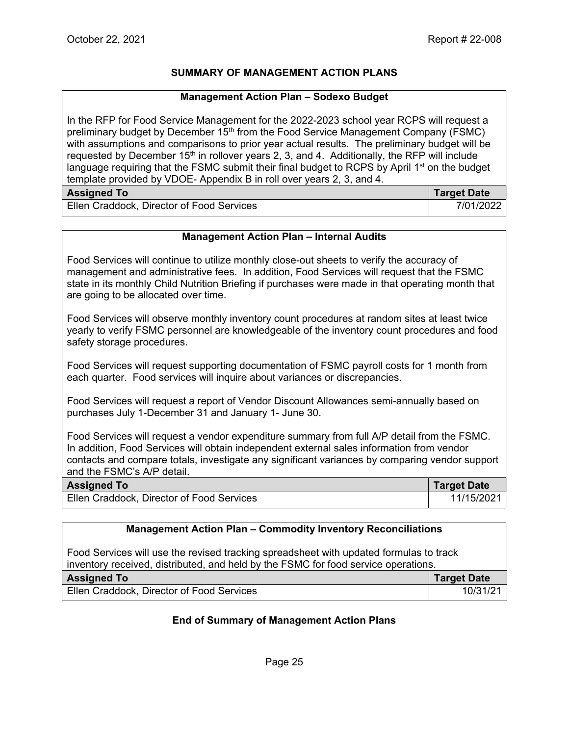## SUMMARY OF MANAGEMENT ACTION PLANS

### Management Action Plan – Sodexo Budget

In the RFP for Food Service Management for the 2022-2023 school year RCPS will request a preliminary budget by December 15th from the Food Service Management Company (FSMC) with assumptions and comparisons to prior year actual results. The preliminary budget will be requested by December 15th in rollover years 2, 3, and 4. Additionally, the RFP will include language requiring that the FSMC submit their final budget to RCPS by April 1st on the budget template provided by VDOE- Appendix B in roll over years 2, 3, and 4.

| Assigned To | Target Date |
|---|---|
| Ellen Craddock, Director of Food Services | 7/01/2022 |

### Management Action Plan – Internal Audits

Food Services will continue to utilize monthly close-out sheets to verify the accuracy of management and administrative fees. In addition, Food Services will request that the FSMC state in its monthly Child Nutrition Briefing if purchases were made in that operating month that are going to be allocated over time.

Food Services will observe monthly inventory count procedures at random sites at least twice yearly to verify FSMC personnel are knowledgeable of the inventory count procedures and food safety storage procedures.

Food Services will request supporting documentation of FSMC payroll costs for 1 month from each quarter. Food services will inquire about variances or discrepancies.

Food Services will request a report of Vendor Discount Allowances semi-annually based on purchases July 1-December 31 and January 1- June 30.

Food Services will request a vendor expenditure summary from full A/P detail from the FSMC. In addition, Food Services will obtain independent external sales information from vendor contacts and compare totals, investigate any significant variances by comparing vendor support and the FSMC's A/P detail.

| Assigned To | Target Date |
|---|---|
| Ellen Craddock, Director of Food Services | 11/15/2021 |

### Management Action Plan – Commodity Inventory Reconciliations

Food Services will use the revised tracking spreadsheet with updated formulas to track inventory received, distributed, and held by the FSMC for food service operations.

| Assigned To | Target Date |
|---|---|
| Ellen Craddock, Director of Food Services | 10/31/21 |

**End of Summary of Management Action Plans**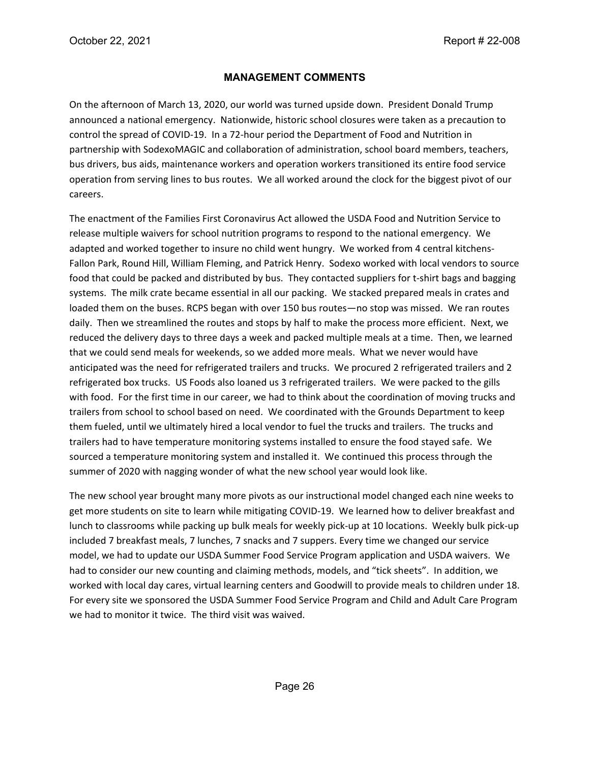## MANAGEMENT COMMENTS

On the afternoon of March 13, 2020, our world was turned upside down. President Donald Trump announced a national emergency. Nationwide, historic school closures were taken as a precaution to control the spread of COVID-19. In a 72-hour period the Department of Food and Nutrition in partnership with SodexoMAGIC and collaboration of administration, school board members, teachers, bus drivers, bus aids, maintenance workers and operation workers transitioned its entire food service operation from serving lines to bus routes. We all worked around the clock for the biggest pivot of our careers.

The enactment of the Families First Coronavirus Act allowed the USDA Food and Nutrition Service to release multiple waivers for school nutrition programs to respond to the national emergency. We adapted and worked together to insure no child went hungry. We worked from 4 central kitchens- Fallon Park, Round Hill, William Fleming, and Patrick Henry. Sodexo worked with local vendors to source food that could be packed and distributed by bus. They contacted suppliers for t-shirt bags and bagging systems. The milk crate became essential in all our packing. We stacked prepared meals in crates and loaded them on the buses. RCPS began with over 150 bus routes—no stop was missed. We ran routes daily. Then we streamlined the routes and stops by half to make the process more efficient. Next, we reduced the delivery days to three days a week and packed multiple meals at a time. Then, we learned that we could send meals for weekends, so we added more meals. What we never would have anticipated was the need for refrigerated trailers and trucks. We procured 2 refrigerated trailers and 2 refrigerated box trucks. US Foods also loaned us 3 refrigerated trailers. We were packed to the gills with food. For the first time in our career, we had to think about the coordination of moving trucks and trailers from school to school based on need. We coordinated with the Grounds Department to keep them fueled, until we ultimately hired a local vendor to fuel the trucks and trailers. The trucks and trailers had to have temperature monitoring systems installed to ensure the food stayed safe. We sourced a temperature monitoring system and installed it. We continued this process through the summer of 2020 with nagging wonder of what the new school year would look like.

The new school year brought many more pivots as our instructional model changed each nine weeks to get more students on site to learn while mitigating COVID-19. We learned how to deliver breakfast and lunch to classrooms while packing up bulk meals for weekly pick-up at 10 locations. Weekly bulk pick-up included 7 breakfast meals, 7 lunches, 7 snacks and 7 suppers. Every time we changed our service model, we had to update our USDA Summer Food Service Program application and USDA waivers. We had to consider our new counting and claiming methods, models, and "tick sheets". In addition, we worked with local day cares, virtual learning centers and Goodwill to provide meals to children under 18. For every site we sponsored the USDA Summer Food Service Program and Child and Adult Care Program we had to monitor it twice. The third visit was waived.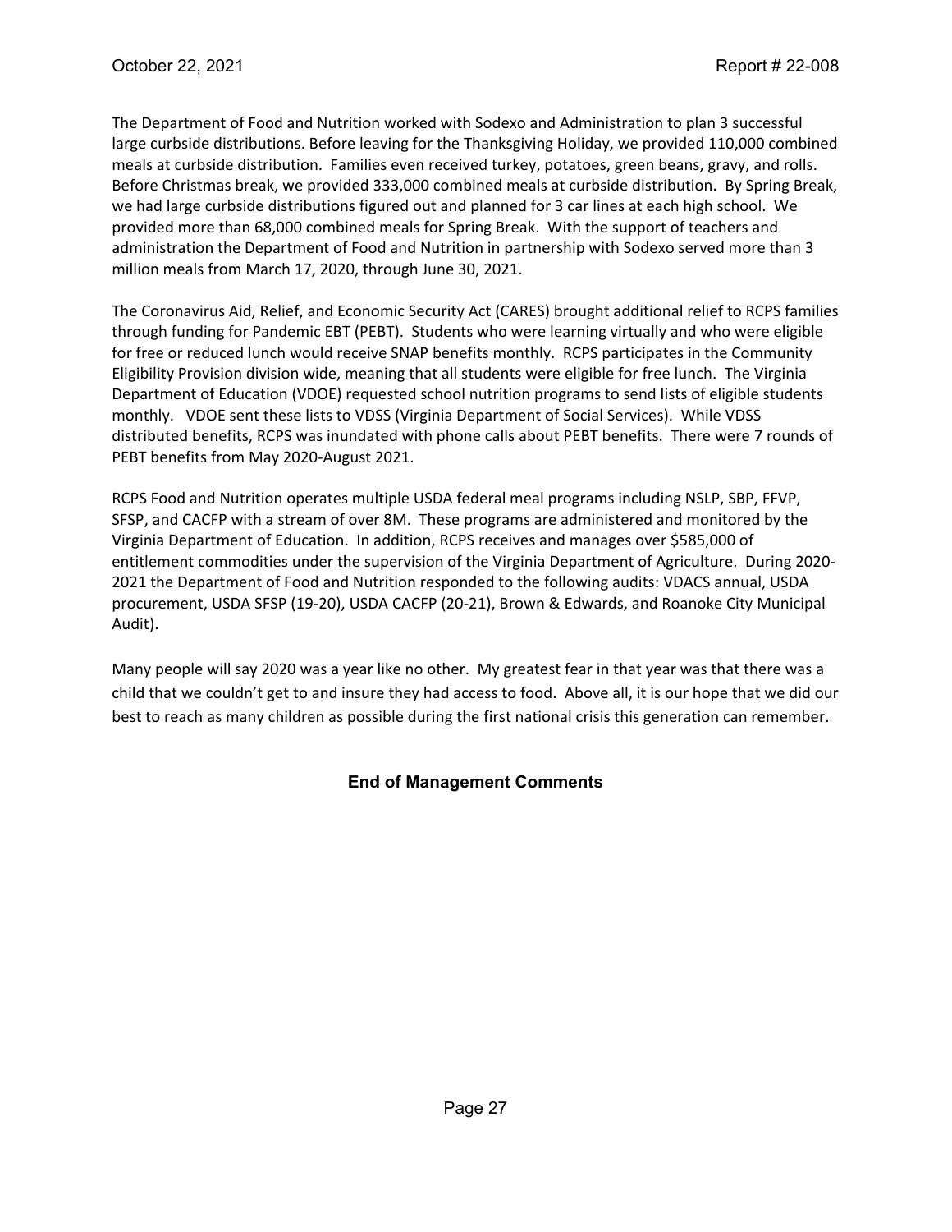The Department of Food and Nutrition worked with Sodexo and Administration to plan 3 successful large curbside distributions. Before leaving for the Thanksgiving Holiday, we provided 110,000 combined meals at curbside distribution. Families even received turkey, potatoes, green beans, gravy, and rolls. Before Christmas break, we provided 333,000 combined meals at curbside distribution. By Spring Break, we had large curbside distributions figured out and planned for 3 car lines at each high school. We provided more than 68,000 combined meals for Spring Break. With the support of teachers and administration the Department of Food and Nutrition in partnership with Sodexo served more than 3 million meals from March 17, 2020, through June 30, 2021.

The Coronavirus Aid, Relief, and Economic Security Act (CARES) brought additional relief to RCPS families through funding for Pandemic EBT (PEBT). Students who were learning virtually and who were eligible for free or reduced lunch would receive SNAP benefits monthly. RCPS participates in the Community Eligibility Provision division wide, meaning that all students were eligible for free lunch. The Virginia Department of Education (VDOE) requested school nutrition programs to send lists of eligible students monthly. VDOE sent these lists to VDSS (Virginia Department of Social Services). While VDSS distributed benefits, RCPS was inundated with phone calls about PEBT benefits. There were 7 rounds of PEBT benefits from May 2020-August 2021.

RCPS Food and Nutrition operates multiple USDA federal meal programs including NSLP, SBP, FFVP, SFSP, and CACFP with a stream of over 8M. These programs are administered and monitored by the Virginia Department of Education. In addition, RCPS receives and manages over $585,000 of entitlement commodities under the supervision of the Virginia Department of Agriculture. During 2020-2021 the Department of Food and Nutrition responded to the following audits: VDACS annual, USDA procurement, USDA SFSP (19-20), USDA CACFP (20-21), Brown & Edwards, and Roanoke City Municipal Audit).

Many people will say 2020 was a year like no other. My greatest fear in that year was that there was a child that we couldn't get to and insure they had access to food. Above all, it is our hope that we did our best to reach as many children as possible during the first national crisis this generation can remember.

**End of Management Comments**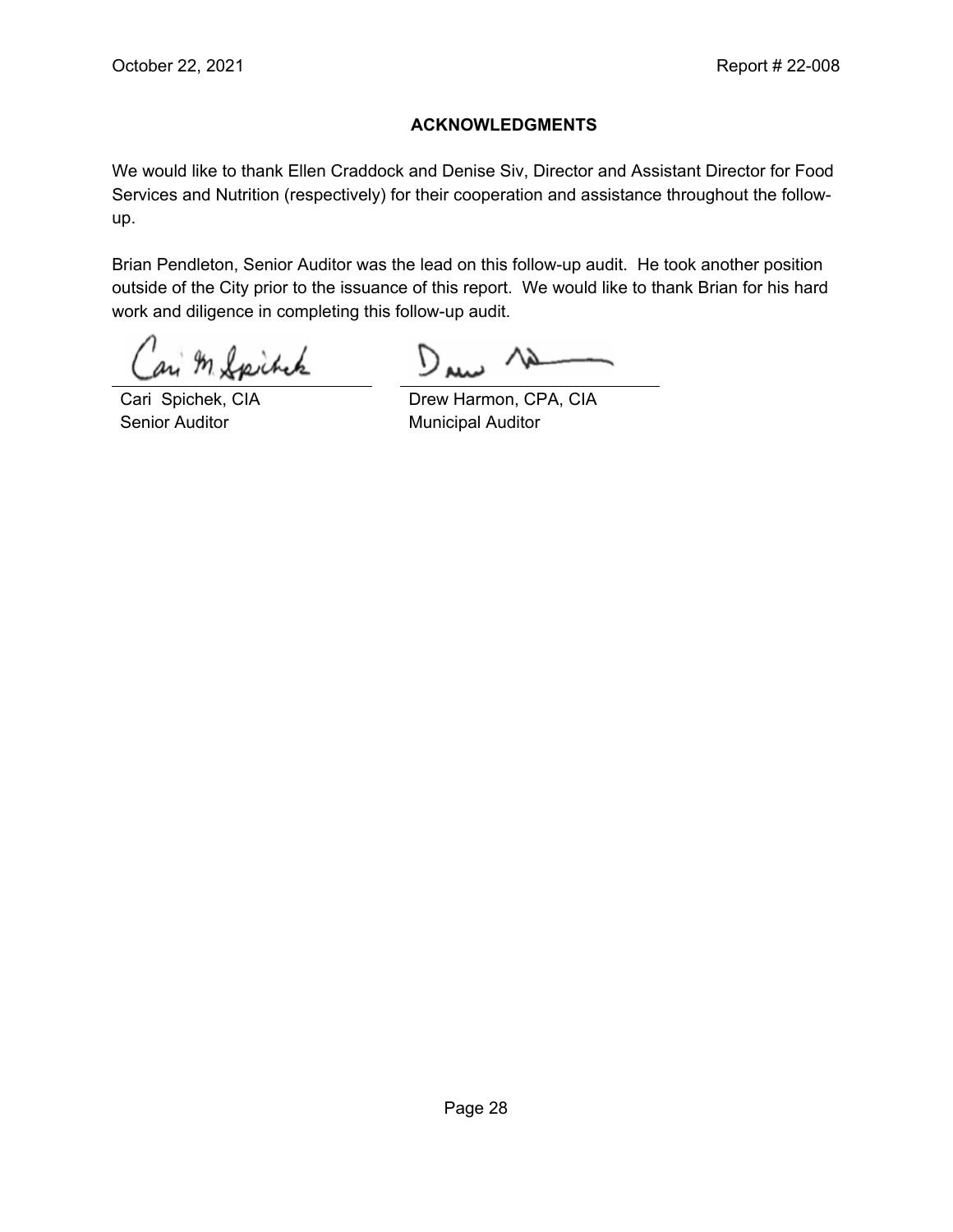## ACKNOWLEDGMENTS

We would like to thank Ellen Craddock and Denise Siv, Director and Assistant Director for Food Services and Nutrition (respectively) for their cooperation and assistance throughout the follow-up.

Brian Pendleton, Senior Auditor was the lead on this follow-up audit. He took another position outside of the City prior to the issuance of this report. We would like to thank Brian for his hard work and diligence in completing this follow-up audit.

| | |
|---|---|
| Cari Spichek, CIA | Drew Harmon, CPA, CIA |
| Senior Auditor | Municipal Auditor |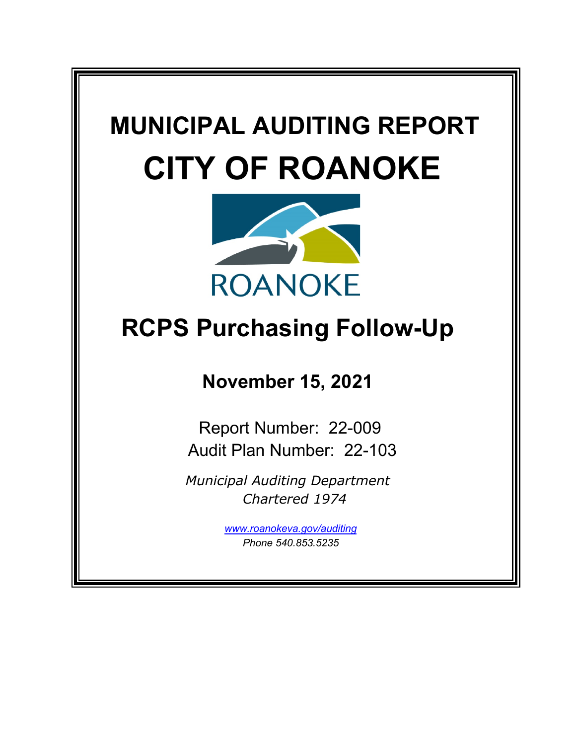# MUNICIPAL AUDITING REPORT

# CITY OF ROANOKE

ROANOKE

## RCPS Purchasing Follow-Up

### November 15, 2021

Report Number: 22-009
Audit Plan Number: 22-103

*Municipal Auditing Department*
*Chartered 1974*

*www.roanokeva.gov/auditing*
*Phone 540.853.5235*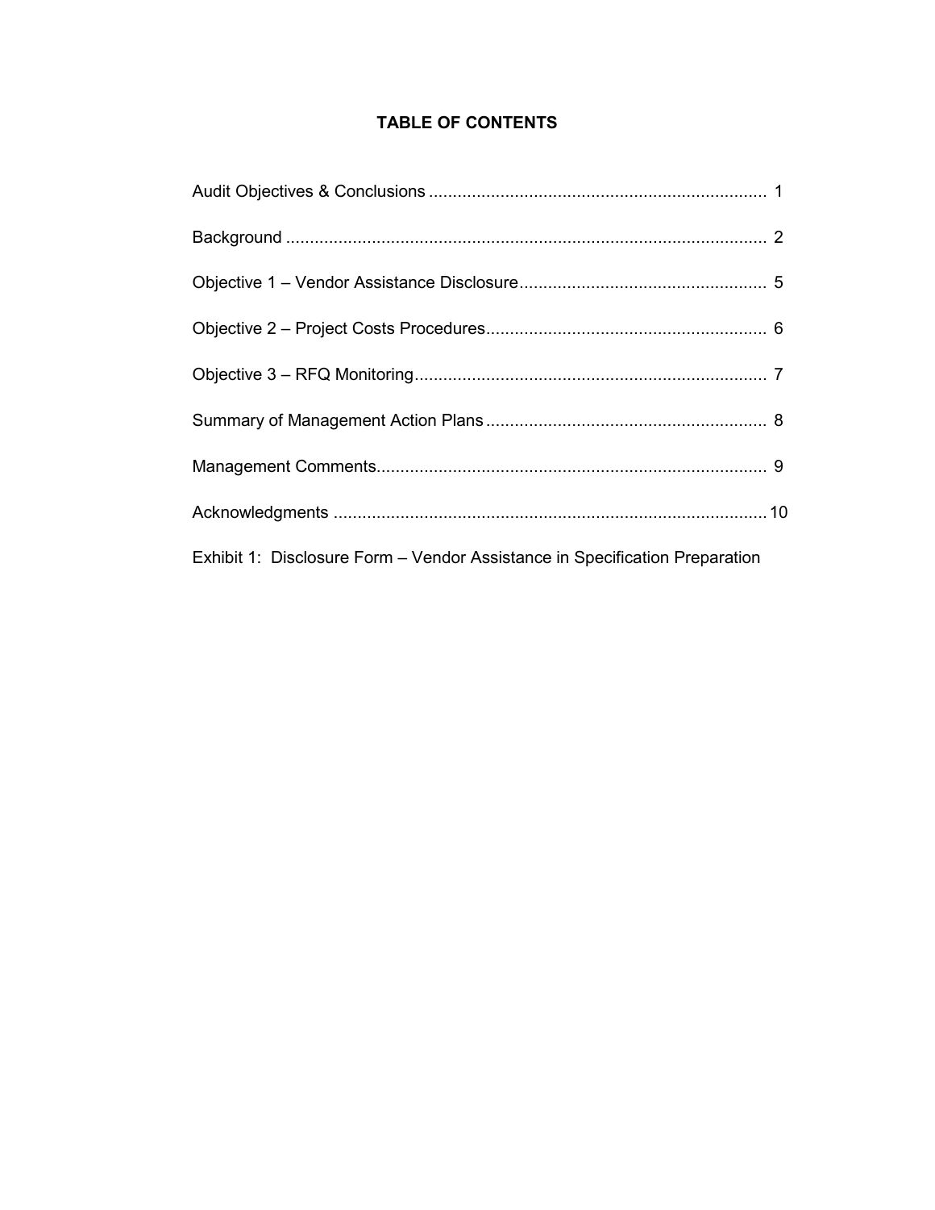## TABLE OF CONTENTS

| | |
|---|---|
| Audit Objectives & Conclusions | 1 |
| Background | 2 |
| Objective 1 – Vendor Assistance Disclosure | 5 |
| Objective 2 – Project Costs Procedures | 6 |
| Objective 3 – RFQ Monitoring | 7 |
| Summary of Management Action Plans | 8 |
| Management Comments | 9 |
| Acknowledgments | 10 |

Exhibit 1: Disclosure Form – Vendor Assistance in Specification Preparation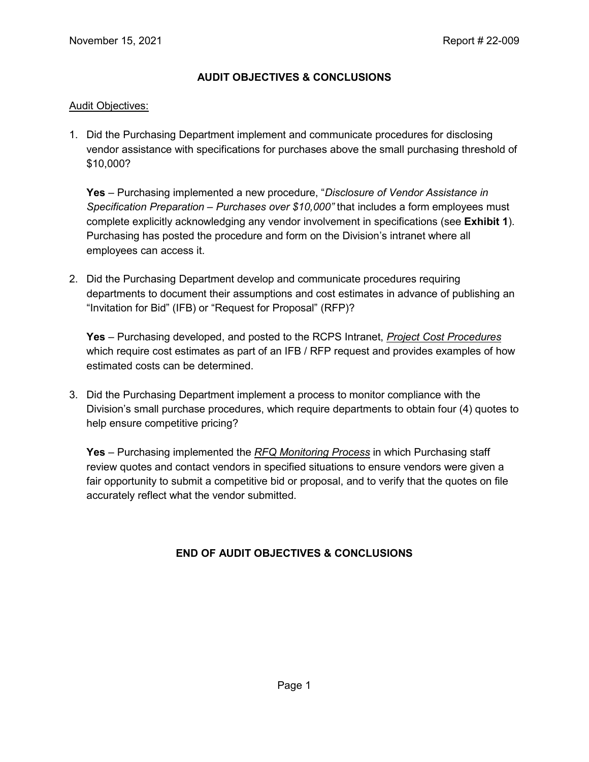## AUDIT OBJECTIVES & CONCLUSIONS

Audit Objectives:

1. Did the Purchasing Department implement and communicate procedures for disclosing vendor assistance with specifications for purchases above the small purchasing threshold of $10,000?

   **Yes** – Purchasing implemented a new procedure, "*Disclosure of Vendor Assistance in Specification Preparation – Purchases over $10,000"* that includes a form employees must complete explicitly acknowledging any vendor involvement in specifications (see **Exhibit 1**). Purchasing has posted the procedure and form on the Division's intranet where all employees can access it.

2. Did the Purchasing Department develop and communicate procedures requiring departments to document their assumptions and cost estimates in advance of publishing an "Invitation for Bid" (IFB) or "Request for Proposal" (RFP)?

   **Yes** – Purchasing developed, and posted to the RCPS Intranet, *Project Cost Procedures* which require cost estimates as part of an IFB / RFP request and provides examples of how estimated costs can be determined.

3. Did the Purchasing Department implement a process to monitor compliance with the Division's small purchase procedures, which require departments to obtain four (4) quotes to help ensure competitive pricing?

   **Yes** – Purchasing implemented the *RFQ Monitoring Process* in which Purchasing staff review quotes and contact vendors in specified situations to ensure vendors were given a fair opportunity to submit a competitive bid or proposal, and to verify that the quotes on file accurately reflect what the vendor submitted.

**END OF AUDIT OBJECTIVES & CONCLUSIONS**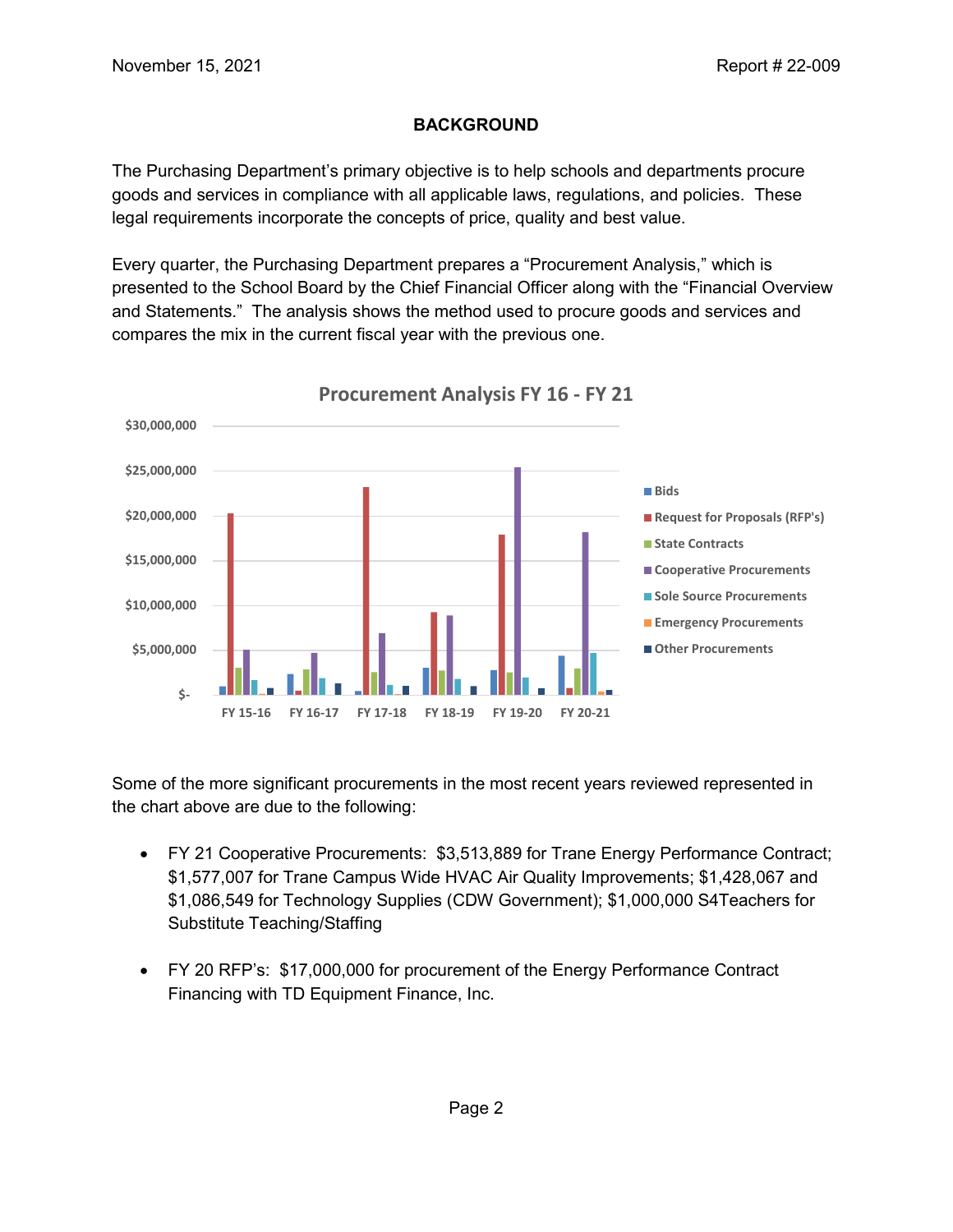November 15, 2021 Report # 22-009

## BACKGROUND

The Purchasing Department's primary objective is to help schools and departments procure goods and services in compliance with all applicable laws, regulations, and policies. These legal requirements incorporate the concepts of price, quality and best value.

Every quarter, the Purchasing Department prepares a "Procurement Analysis," which is presented to the School Board by the Chief Financial Officer along with the "Financial Overview and Statements." The analysis shows the method used to procure goods and services and compares the mix in the current fiscal year with the previous one.

**Procurement Analysis FY 16 - FY 21**

Some of the more significant procurements in the most recent years reviewed represented in the chart above are due to the following:

- FY 21 Cooperative Procurements: $3,513,889 for Trane Energy Performance Contract; $1,577,007 for Trane Campus Wide HVAC Air Quality Improvements; $1,428,067 and $1,086,549 for Technology Supplies (CDW Government); $1,000,000 S4Teachers for Substitute Teaching/Staffing

- FY 20 RFP's: $17,000,000 for procurement of the Energy Performance Contract Financing with TD Equipment Finance, Inc.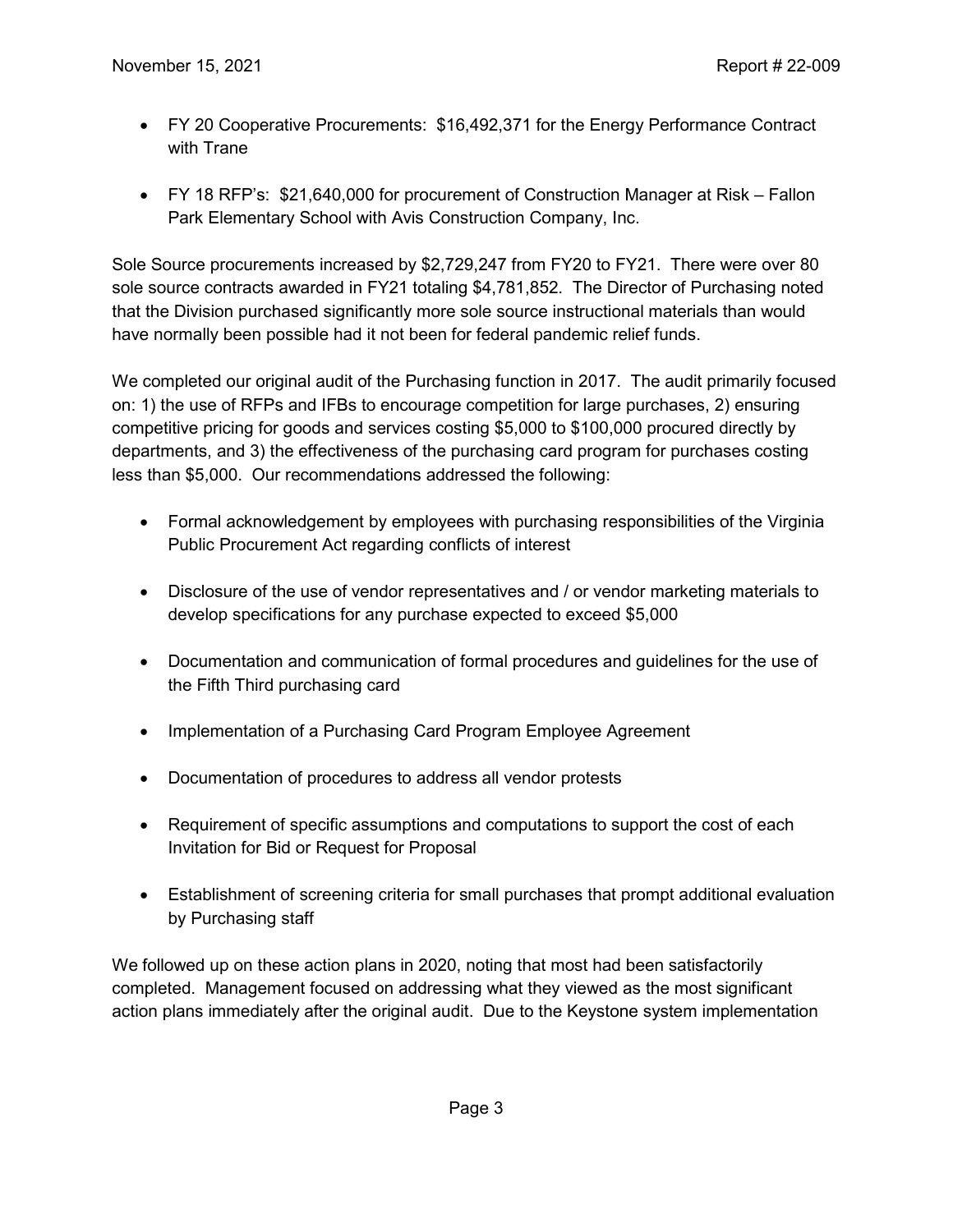- FY 20 Cooperative Procurements: $16,492,371 for the Energy Performance Contract with Trane

- FY 18 RFP's: $21,640,000 for procurement of Construction Manager at Risk – Fallon Park Elementary School with Avis Construction Company, Inc.

Sole Source procurements increased by $2,729,247 from FY20 to FY21. There were over 80 sole source contracts awarded in FY21 totaling $4,781,852. The Director of Purchasing noted that the Division purchased significantly more sole source instructional materials than would have normally been possible had it not been for federal pandemic relief funds.

We completed our original audit of the Purchasing function in 2017. The audit primarily focused on: 1) the use of RFPs and IFBs to encourage competition for large purchases, 2) ensuring competitive pricing for goods and services costing $5,000 to $100,000 procured directly by departments, and 3) the effectiveness of the purchasing card program for purchases costing less than $5,000. Our recommendations addressed the following:

- Formal acknowledgement by employees with purchasing responsibilities of the Virginia Public Procurement Act regarding conflicts of interest

- Disclosure of the use of vendor representatives and / or vendor marketing materials to develop specifications for any purchase expected to exceed $5,000

- Documentation and communication of formal procedures and guidelines for the use of the Fifth Third purchasing card

- Implementation of a Purchasing Card Program Employee Agreement

- Documentation of procedures to address all vendor protests

- Requirement of specific assumptions and computations to support the cost of each Invitation for Bid or Request for Proposal

- Establishment of screening criteria for small purchases that prompt additional evaluation by Purchasing staff

We followed up on these action plans in 2020, noting that most had been satisfactorily completed. Management focused on addressing what they viewed as the most significant action plans immediately after the original audit. Due to the Keystone system implementation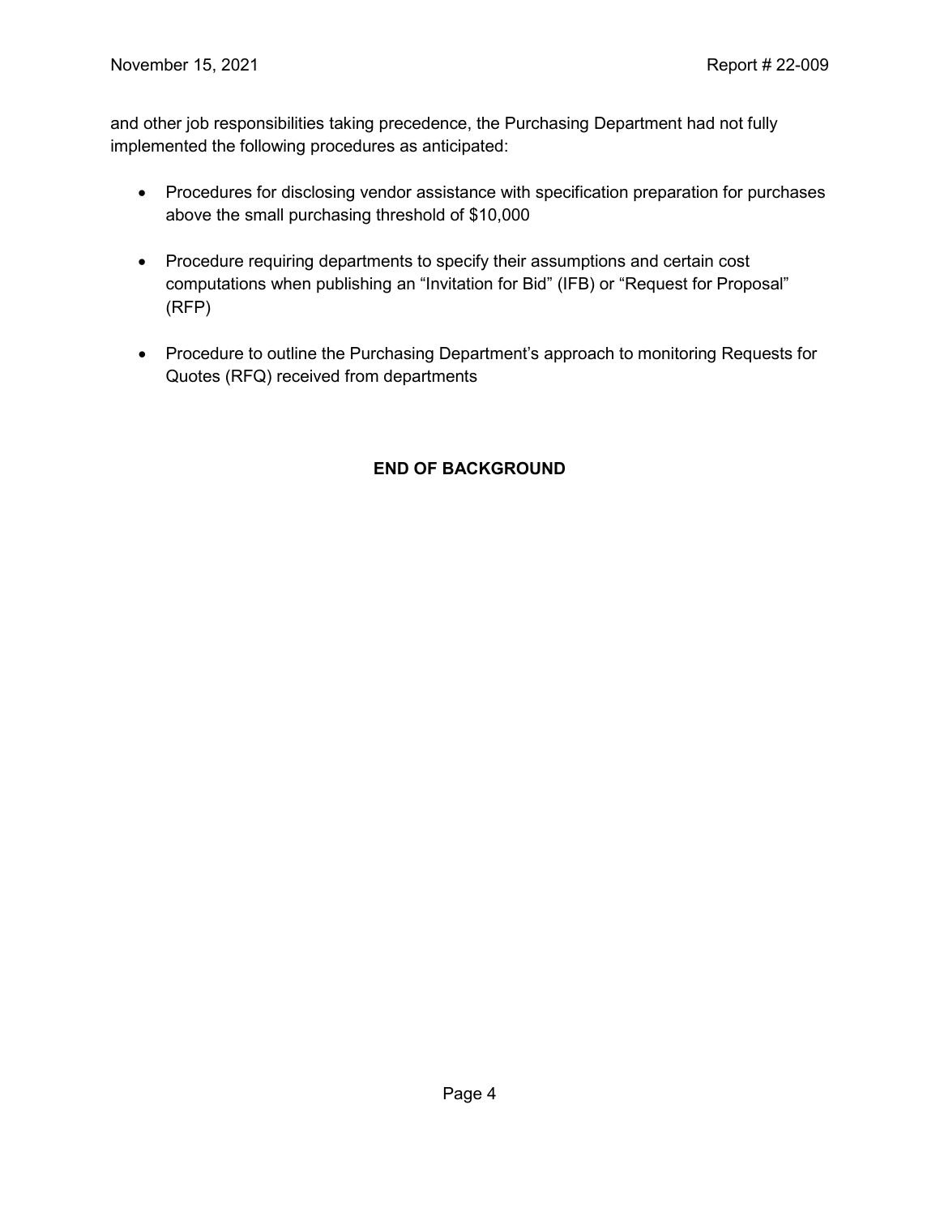and other job responsibilities taking precedence, the Purchasing Department had not fully implemented the following procedures as anticipated:

- Procedures for disclosing vendor assistance with specification preparation for purchases above the small purchasing threshold of $10,000

- Procedure requiring departments to specify their assumptions and certain cost computations when publishing an "Invitation for Bid" (IFB) or "Request for Proposal" (RFP)

- Procedure to outline the Purchasing Department's approach to monitoring Requests for Quotes (RFQ) received from departments

**END OF BACKGROUND**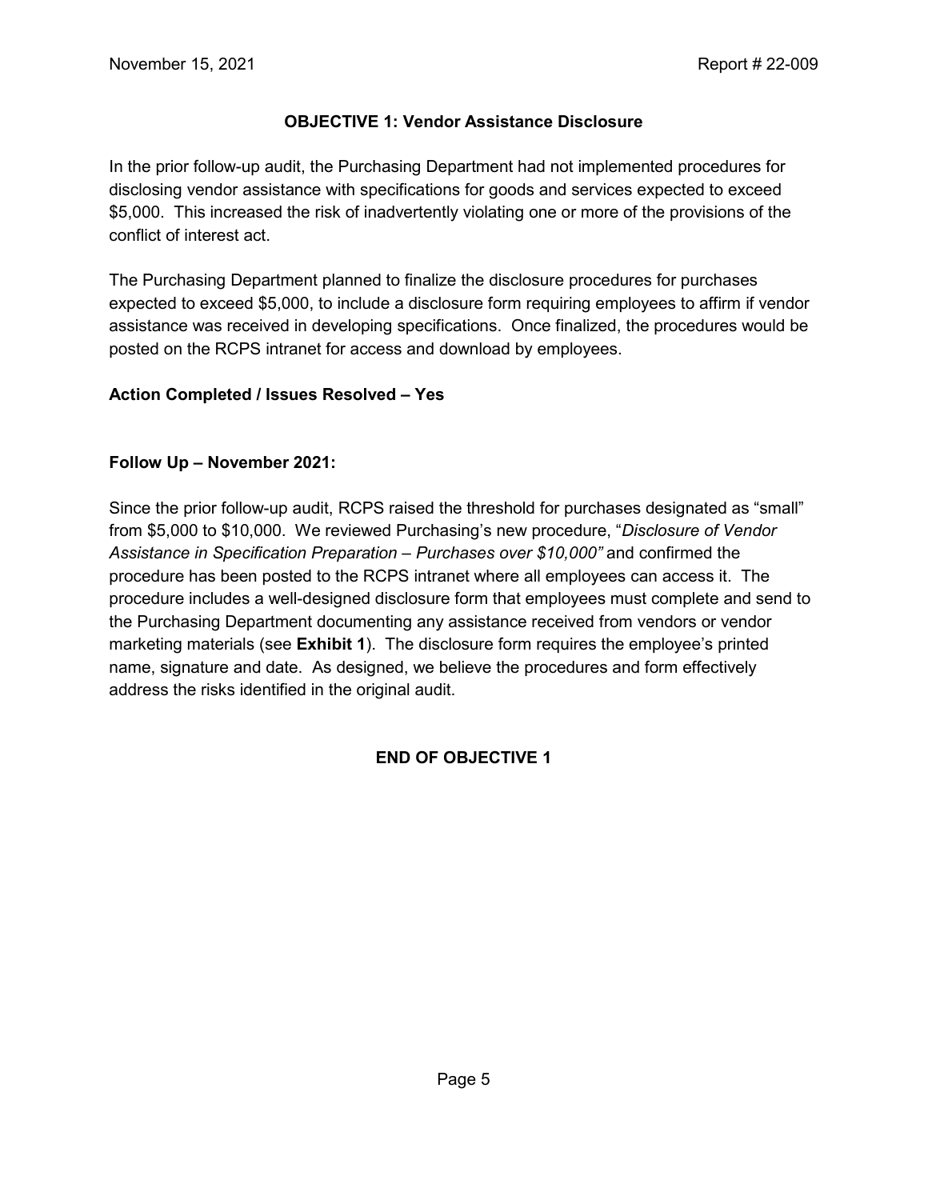## OBJECTIVE 1: Vendor Assistance Disclosure

In the prior follow-up audit, the Purchasing Department had not implemented procedures for disclosing vendor assistance with specifications for goods and services expected to exceed $5,000. This increased the risk of inadvertently violating one or more of the provisions of the conflict of interest act.

The Purchasing Department planned to finalize the disclosure procedures for purchases expected to exceed $5,000, to include a disclosure form requiring employees to affirm if vendor assistance was received in developing specifications. Once finalized, the procedures would be posted on the RCPS intranet for access and download by employees.

**Action Completed / Issues Resolved – Yes**

**Follow Up – November 2021:**

Since the prior follow-up audit, RCPS raised the threshold for purchases designated as "small" from $5,000 to $10,000. We reviewed Purchasing's new procedure, "*Disclosure of Vendor Assistance in Specification Preparation – Purchases over $10,000"* and confirmed the procedure has been posted to the RCPS intranet where all employees can access it. The procedure includes a well-designed disclosure form that employees must complete and send to the Purchasing Department documenting any assistance received from vendors or vendor marketing materials (see **Exhibit 1**). The disclosure form requires the employee's printed name, signature and date. As designed, we believe the procedures and form effectively address the risks identified in the original audit.

**END OF OBJECTIVE 1**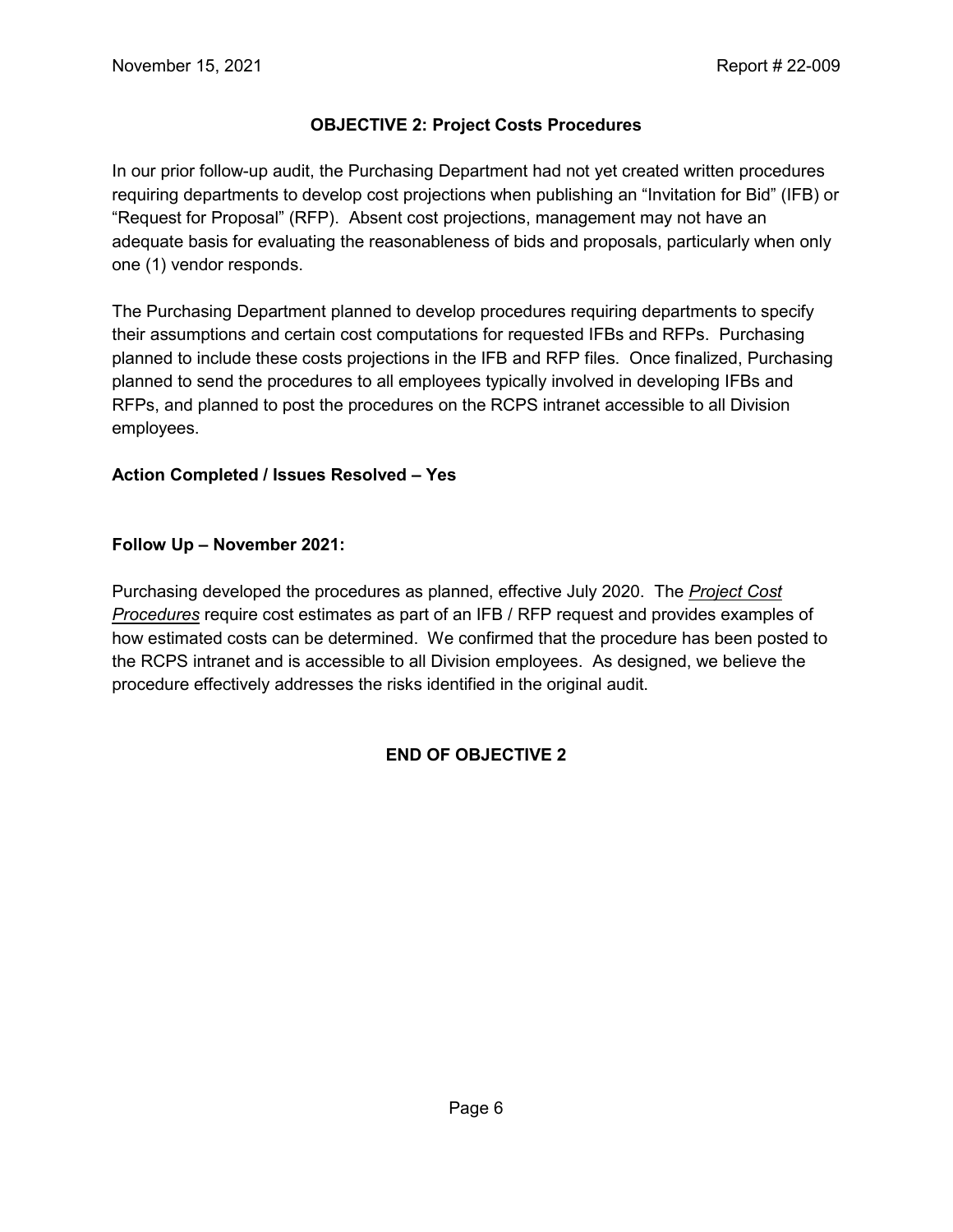## OBJECTIVE 2: Project Costs Procedures

In our prior follow-up audit, the Purchasing Department had not yet created written procedures requiring departments to develop cost projections when publishing an "Invitation for Bid" (IFB) or "Request for Proposal" (RFP). Absent cost projections, management may not have an adequate basis for evaluating the reasonableness of bids and proposals, particularly when only one (1) vendor responds.

The Purchasing Department planned to develop procedures requiring departments to specify their assumptions and certain cost computations for requested IFBs and RFPs. Purchasing planned to include these costs projections in the IFB and RFP files. Once finalized, Purchasing planned to send the procedures to all employees typically involved in developing IFBs and RFPs, and planned to post the procedures on the RCPS intranet accessible to all Division employees.

**Action Completed / Issues Resolved – Yes**

**Follow Up – November 2021:**

Purchasing developed the procedures as planned, effective July 2020. The *Project Cost Procedures* require cost estimates as part of an IFB / RFP request and provides examples of how estimated costs can be determined. We confirmed that the procedure has been posted to the RCPS intranet and is accessible to all Division employees. As designed, we believe the procedure effectively addresses the risks identified in the original audit.

**END OF OBJECTIVE 2**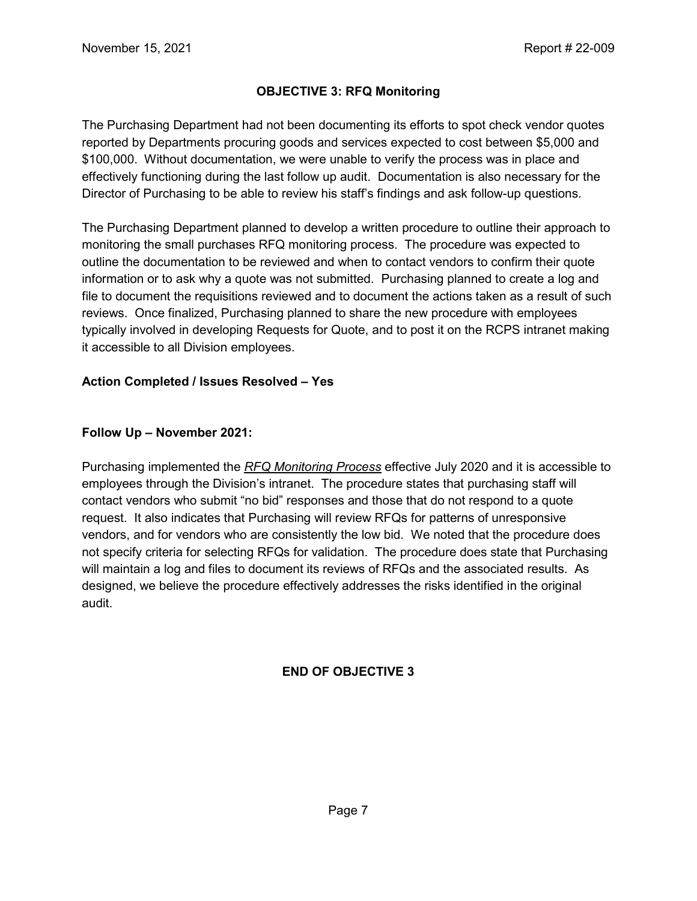## OBJECTIVE 3: RFQ Monitoring

The Purchasing Department had not been documenting its efforts to spot check vendor quotes reported by Departments procuring goods and services expected to cost between $5,000 and $100,000. Without documentation, we were unable to verify the process was in place and effectively functioning during the last follow up audit. Documentation is also necessary for the Director of Purchasing to be able to review his staff's findings and ask follow-up questions.

The Purchasing Department planned to develop a written procedure to outline their approach to monitoring the small purchases RFQ monitoring process. The procedure was expected to outline the documentation to be reviewed and when to contact vendors to confirm their quote information or to ask why a quote was not submitted. Purchasing planned to create a log and file to document the requisitions reviewed and to document the actions taken as a result of such reviews. Once finalized, Purchasing planned to share the new procedure with employees typically involved in developing Requests for Quote, and to post it on the RCPS intranet making it accessible to all Division employees.

**Action Completed / Issues Resolved – Yes**

**Follow Up – November 2021:**

Purchasing implemented the ***RFQ Monitoring Process*** effective July 2020 and it is accessible to employees through the Division's intranet. The procedure states that purchasing staff will contact vendors who submit "no bid" responses and those that do not respond to a quote request. It also indicates that Purchasing will review RFQs for patterns of unresponsive vendors, and for vendors who are consistently the low bid. We noted that the procedure does not specify criteria for selecting RFQs for validation. The procedure does state that Purchasing will maintain a log and files to document its reviews of RFQs and the associated results. As designed, we believe the procedure effectively addresses the risks identified in the original audit.

**END OF OBJECTIVE 3**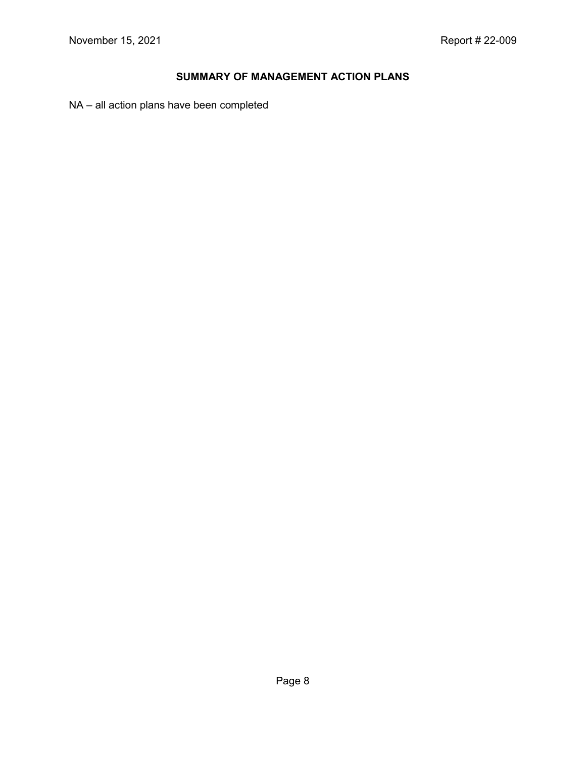## SUMMARY OF MANAGEMENT ACTION PLANS

NA – all action plans have been completed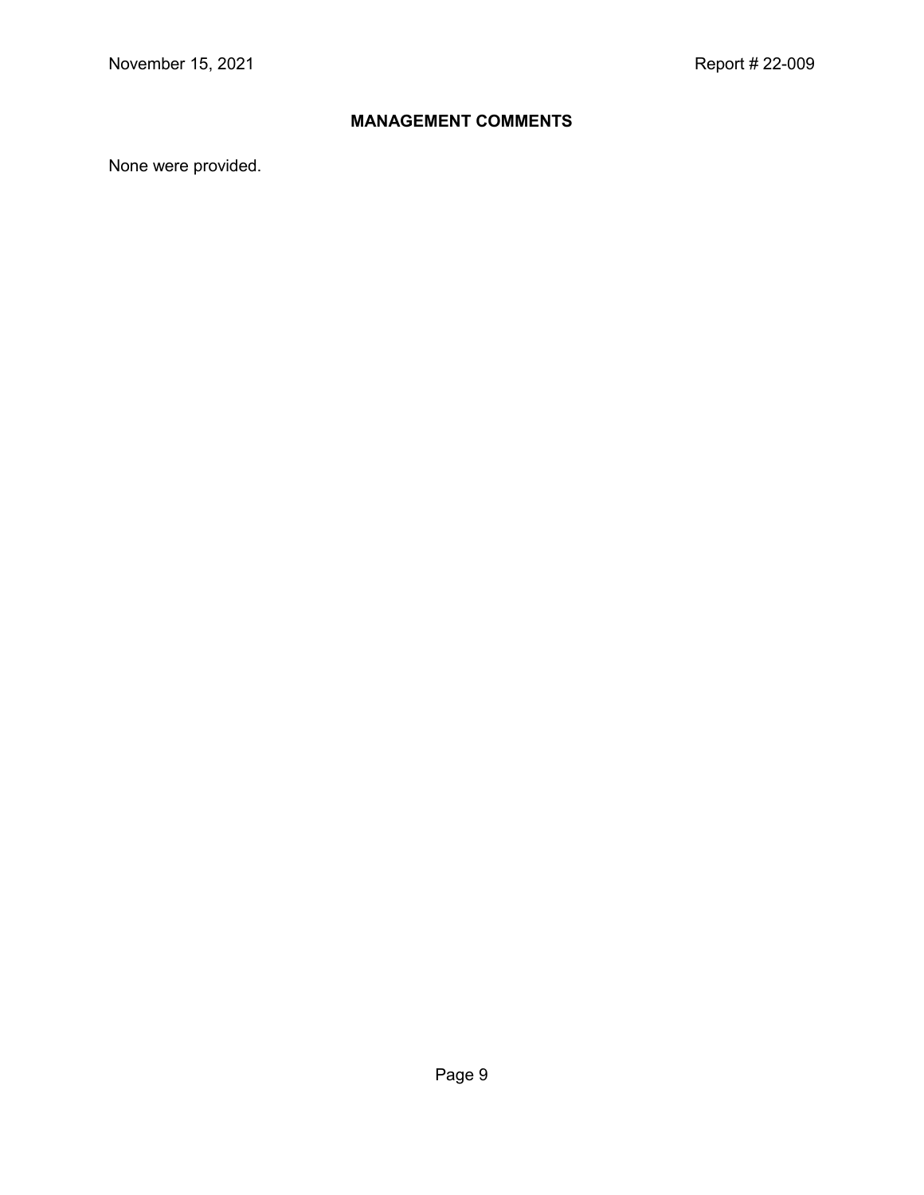## MANAGEMENT COMMENTS

None were provided.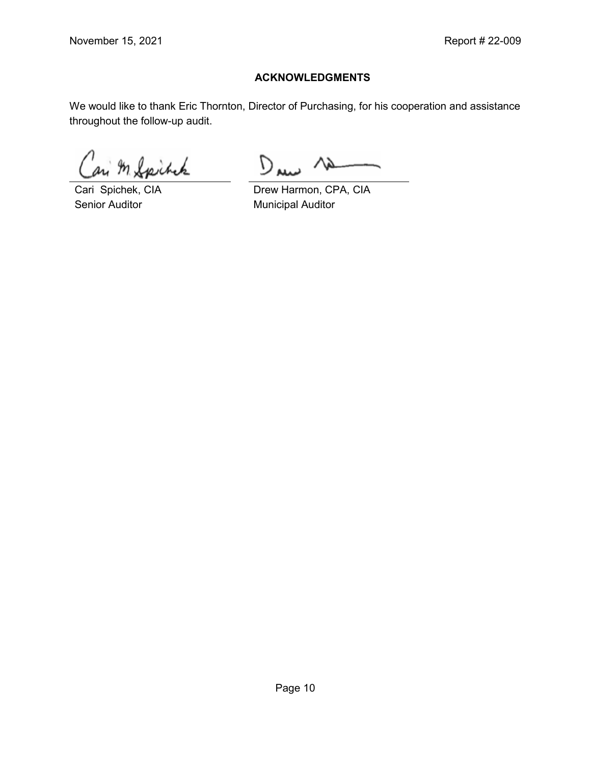## ACKNOWLEDGMENTS

We would like to thank Eric Thornton, Director of Purchasing, for his cooperation and assistance throughout the follow-up audit.

| | |
|---|---|
| Cari Spichek, CIA | Drew Harmon, CPA, CIA |
| Senior Auditor | Municipal Auditor |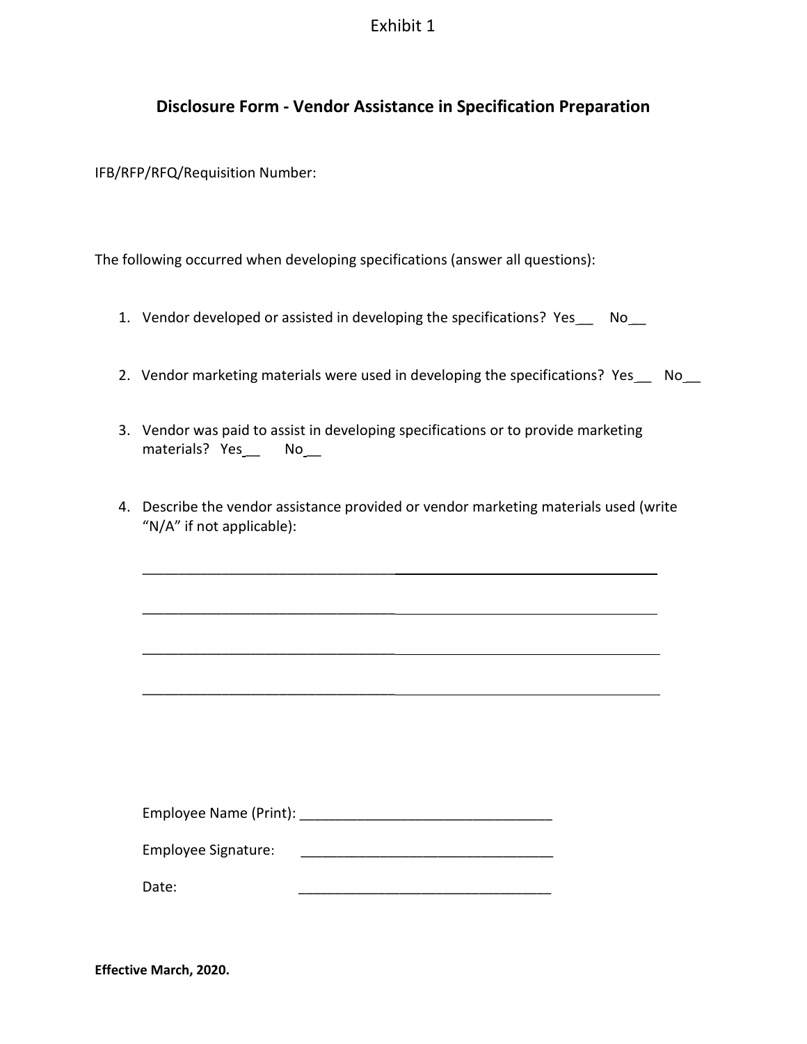Exhibit 1

## Disclosure Form - Vendor Assistance in Specification Preparation

IFB/RFP/RFQ/Requisition Number:

The following occurred when developing specifications (answer all questions):

1. Vendor developed or assisted in developing the specifications? Yes__ No__
2. Vendor marketing materials were used in developing the specifications? Yes__ No__
3. Vendor was paid to assist in developing specifications or to provide marketing materials? Yes__ No__
4. Describe the vendor assistance provided or vendor marketing materials used (write "N/A" if not applicable):

   ______________________________________________________________________

   ______________________________________________________________________

   ______________________________________________________________________

   ______________________________________________________________________

Employee Name (Print): _________________________________

Employee Signature: _________________________________

Date: _________________________________

**Effective March, 2020.**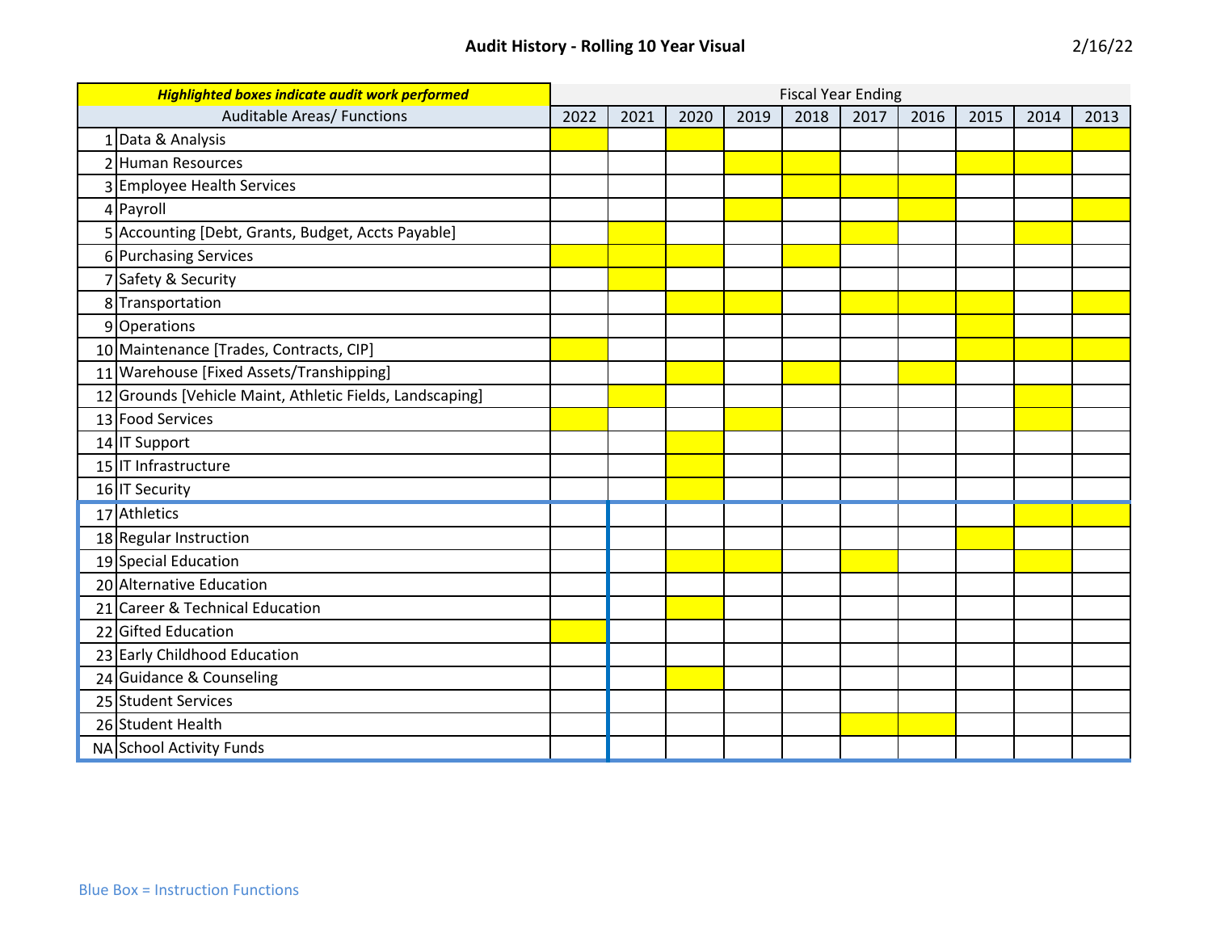## Audit History - Rolling 10 Year Visual

2/16/22

| | *Highlighted boxes indicate audit work performed* | Fiscal Year Ending | | | | | | | | | |
|---|---|---|---|---|---|---|---|---|---|---|---|
| | Auditable Areas/ Functions | 2022 | 2021 | 2020 | 2019 | 2018 | 2017 | 2016 | 2015 | 2014 | 2013 |
| 1 | Data & Analysis | X | | X | | | | | | | X |
| 2 | Human Resources | | | | X | X | | | X | X | |
| 3 | Employee Health Services | | | | | X | X | X | | | |
| 4 | Payroll | | | | X | | | X | | | X |
| 5 | Accounting [Debt, Grants, Budget, Accts Payable] | | X | | | | X | | | X | |
| 6 | Purchasing Services | X | X | X | | X | | | | | |
| 7 | Safety & Security | | X | | | | | | | | |
| 8 | Transportation | | | X | X | | X | X | X | | X |
| 9 | Operations | | | | | | | | X | | |
| 10 | Maintenance [Trades, Contracts, CIP] | X | | | | | | | X | X | X |
| 11 | Warehouse [Fixed Assets/Transhipping] | | | X | | X | | X | | | |
| 12 | Grounds [Vehicle Maint, Athletic Fields, Landscaping] | | X | | | | | | | X | |
| 13 | Food Services | X | | | X | | | | | X | |
| 14 | IT Support | | | X | | | | | | | |
| 15 | IT Infrastructure | | | X | | | | | | | |
| 16 | IT Security | | | X | | | | | | | |
| 17 | Athletics | | | | | | | | | X | X |
| 18 | Regular Instruction | | | | | | | | X | | |
| 19 | Special Education | | | X | X | | X | | | X | |
| 20 | Alternative Education | | | | | | | | | | |
| 21 | Career & Technical Education | | | X | | | | | | | |
| 22 | Gifted Education | X | | | | | | | | | |
| 23 | Early Childhood Education | | | | | | | | | | |
| 24 | Guidance & Counseling | | | X | | | | | | | |
| 25 | Student Services | | | | | | | | | | |
| 26 | Student Health | | | | | | X | X | | | |
| NA | School Activity Funds | | | | | | | | | | |

Blue Box = Instruction Functions